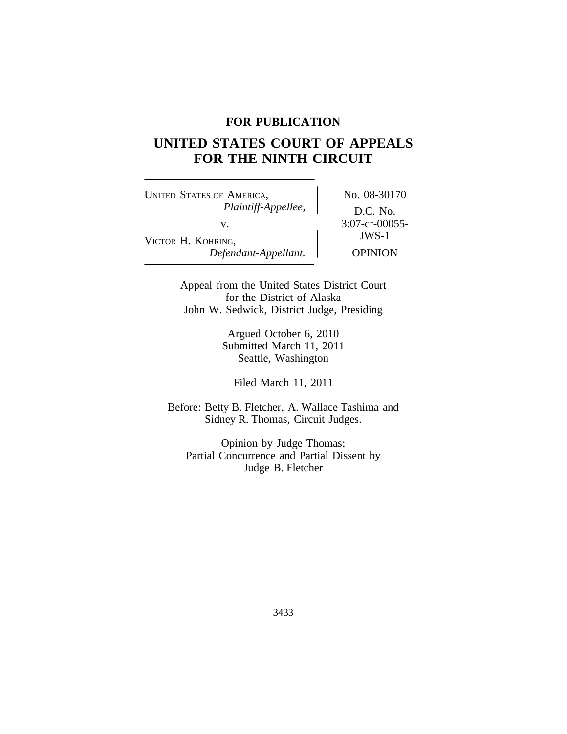**FOR PUBLICATION**

# UNITED STATES COURT OF APPEALS FOR THE NINTH CIRCUIT

UNITED STATES OF AMERICA,
*Plaintiff-Appellee,*

v.

VICTOR H. KOHRING,
*Defendant-Appellant.*

No. 08-30170

D.C. No. 3:07-cr-00055-JWS-1

OPINION

Appeal from the United States District Court
for the District of Alaska
John W. Sedwick, District Judge, Presiding

Argued October 6, 2010
Submitted March 11, 2011
Seattle, Washington

Filed March 11, 2011

Before: Betty B. Fletcher, A. Wallace Tashima and Sidney R. Thomas, Circuit Judges.

Opinion by Judge Thomas;
Partial Concurrence and Partial Dissent by Judge B. Fletcher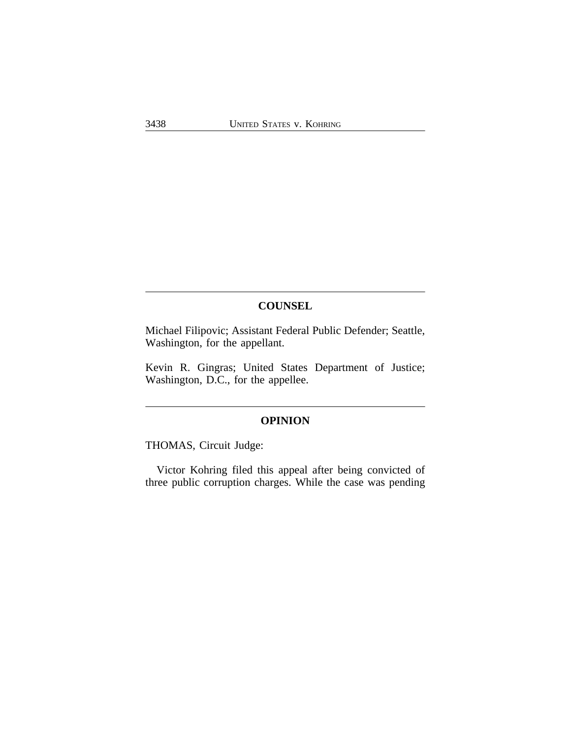## COUNSEL

Michael Filipovic; Assistant Federal Public Defender; Seattle, Washington, for the appellant.

Kevin R. Gingras; United States Department of Justice; Washington, D.C., for the appellee.

## OPINION

THOMAS, Circuit Judge:

Victor Kohring filed this appeal after being convicted of three public corruption charges. While the case was pending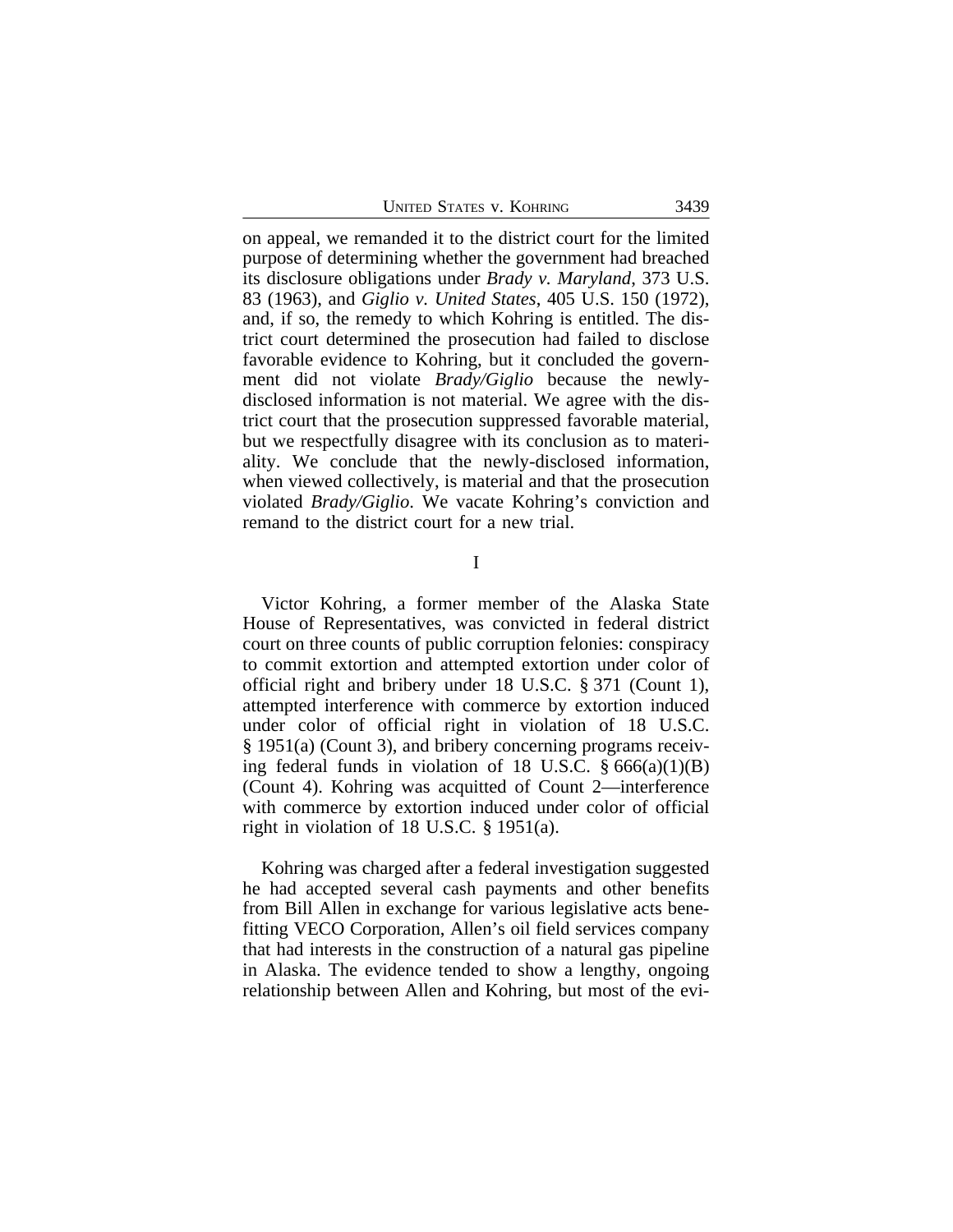on appeal, we remanded it to the district court for the limited purpose of determining whether the government had breached its disclosure obligations under *Brady v. Maryland*, 373 U.S. 83 (1963), and *Giglio v. United States*, 405 U.S. 150 (1972), and, if so, the remedy to which Kohring is entitled. The district court determined the prosecution had failed to disclose favorable evidence to Kohring, but it concluded the government did not violate *Brady/Giglio* because the newly-disclosed information is not material. We agree with the district court that the prosecution suppressed favorable material, but we respectfully disagree with its conclusion as to materiality. We conclude that the newly-disclosed information, when viewed collectively, is material and that the prosecution violated *Brady/Giglio*. We vacate Kohring's conviction and remand to the district court for a new trial.

## I

Victor Kohring, a former member of the Alaska State House of Representatives, was convicted in federal district court on three counts of public corruption felonies: conspiracy to commit extortion and attempted extortion under color of official right and bribery under 18 U.S.C. § 371 (Count 1), attempted interference with commerce by extortion induced under color of official right in violation of 18 U.S.C. § 1951(a) (Count 3), and bribery concerning programs receiving federal funds in violation of 18 U.S.C. § 666(a)(1)(B) (Count 4). Kohring was acquitted of Count 2—interference with commerce by extortion induced under color of official right in violation of 18 U.S.C. § 1951(a).

Kohring was charged after a federal investigation suggested he had accepted several cash payments and other benefits from Bill Allen in exchange for various legislative acts benefitting VECO Corporation, Allen's oil field services company that had interests in the construction of a natural gas pipeline in Alaska. The evidence tended to show a lengthy, ongoing relationship between Allen and Kohring, but most of the evi-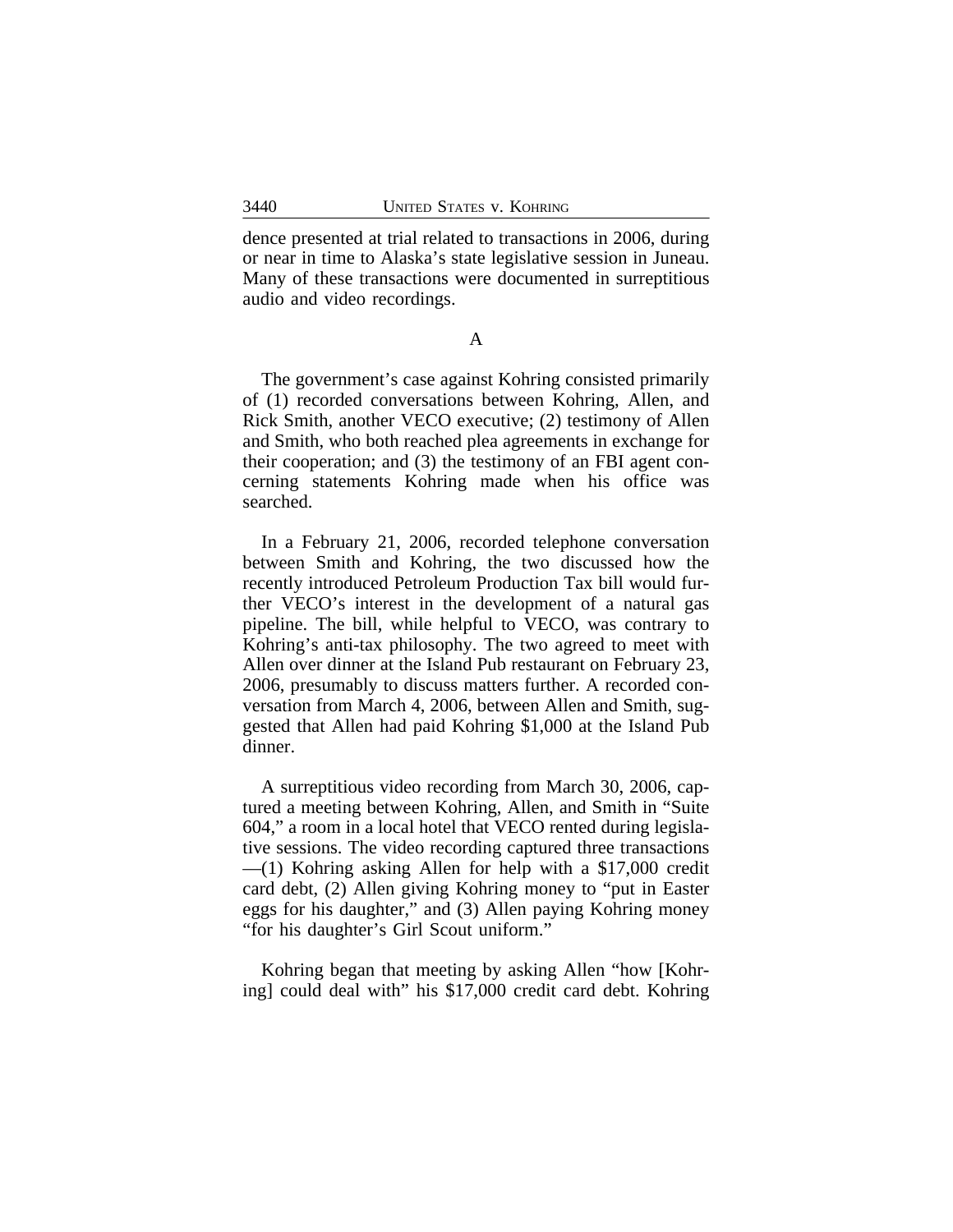dence presented at trial related to transactions in 2006, during or near in time to Alaska's state legislative session in Juneau. Many of these transactions were documented in surreptitious audio and video recordings.

A

The government's case against Kohring consisted primarily of (1) recorded conversations between Kohring, Allen, and Rick Smith, another VECO executive; (2) testimony of Allen and Smith, who both reached plea agreements in exchange for their cooperation; and (3) the testimony of an FBI agent concerning statements Kohring made when his office was searched.

In a February 21, 2006, recorded telephone conversation between Smith and Kohring, the two discussed how the recently introduced Petroleum Production Tax bill would further VECO's interest in the development of a natural gas pipeline. The bill, while helpful to VECO, was contrary to Kohring's anti-tax philosophy. The two agreed to meet with Allen over dinner at the Island Pub restaurant on February 23, 2006, presumably to discuss matters further. A recorded conversation from March 4, 2006, between Allen and Smith, suggested that Allen had paid Kohring $1,000 at the Island Pub dinner.

A surreptitious video recording from March 30, 2006, captured a meeting between Kohring, Allen, and Smith in "Suite 604," a room in a local hotel that VECO rented during legislative sessions. The video recording captured three transactions —(1) Kohring asking Allen for help with a $17,000 credit card debt, (2) Allen giving Kohring money to "put in Easter eggs for his daughter," and (3) Allen paying Kohring money "for his daughter's Girl Scout uniform."

Kohring began that meeting by asking Allen "how [Kohring] could deal with" his $17,000 credit card debt. Kohring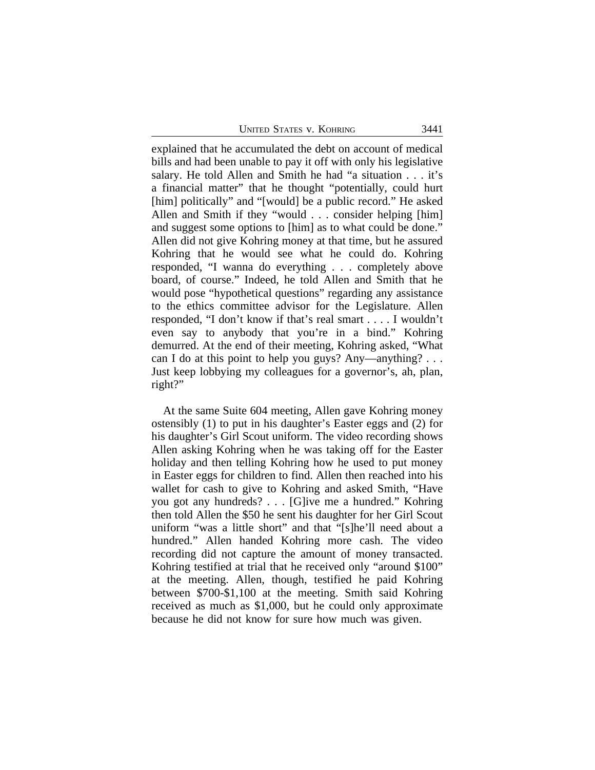explained that he accumulated the debt on account of medical bills and had been unable to pay it off with only his legislative salary. He told Allen and Smith he had "a situation . . . it's a financial matter" that he thought "potentially, could hurt [him] politically" and "[would] be a public record." He asked Allen and Smith if they "would . . . consider helping [him] and suggest some options to [him] as to what could be done." Allen did not give Kohring money at that time, but he assured Kohring that he would see what he could do. Kohring responded, "I wanna do everything . . . completely above board, of course." Indeed, he told Allen and Smith that he would pose "hypothetical questions" regarding any assistance to the ethics committee advisor for the Legislature. Allen responded, "I don't know if that's real smart . . . . I wouldn't even say to anybody that you're in a bind." Kohring demurred. At the end of their meeting, Kohring asked, "What can I do at this point to help you guys? Any—anything? . . . Just keep lobbying my colleagues for a governor's, ah, plan, right?"

At the same Suite 604 meeting, Allen gave Kohring money ostensibly (1) to put in his daughter's Easter eggs and (2) for his daughter's Girl Scout uniform. The video recording shows Allen asking Kohring when he was taking off for the Easter holiday and then telling Kohring how he used to put money in Easter eggs for children to find. Allen then reached into his wallet for cash to give to Kohring and asked Smith, "Have you got any hundreds? . . . [G]ive me a hundred." Kohring then told Allen the $50 he sent his daughter for her Girl Scout uniform "was a little short" and that "[s]he'll need about a hundred." Allen handed Kohring more cash. The video recording did not capture the amount of money transacted. Kohring testified at trial that he received only "around $100" at the meeting. Allen, though, testified he paid Kohring between $700-$1,100 at the meeting. Smith said Kohring received as much as $1,000, but he could only approximate because he did not know for sure how much was given.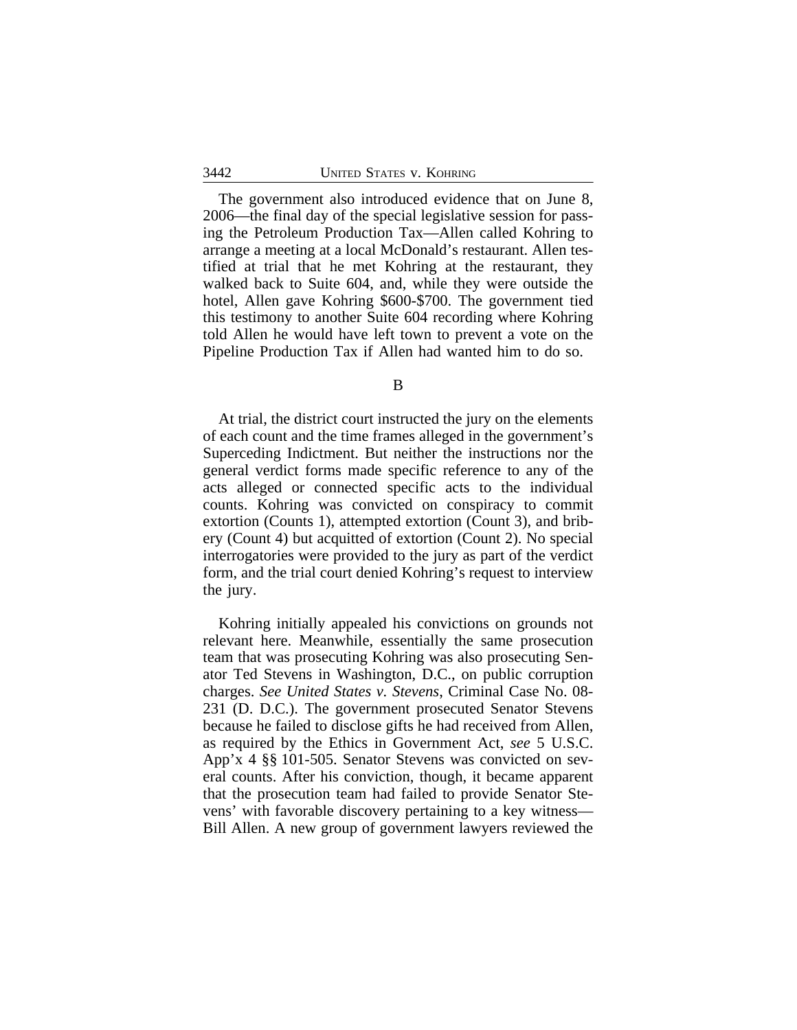The government also introduced evidence that on June 8, 2006—the final day of the special legislative session for passing the Petroleum Production Tax—Allen called Kohring to arrange a meeting at a local McDonald's restaurant. Allen testified at trial that he met Kohring at the restaurant, they walked back to Suite 604, and, while they were outside the hotel, Allen gave Kohring \$600-\$700. The government tied this testimony to another Suite 604 recording where Kohring told Allen he would have left town to prevent a vote on the Pipeline Production Tax if Allen had wanted him to do so.

B

At trial, the district court instructed the jury on the elements of each count and the time frames alleged in the government's Superceding Indictment. But neither the instructions nor the general verdict forms made specific reference to any of the acts alleged or connected specific acts to the individual counts. Kohring was convicted on conspiracy to commit extortion (Counts 1), attempted extortion (Count 3), and bribery (Count 4) but acquitted of extortion (Count 2). No special interrogatories were provided to the jury as part of the verdict form, and the trial court denied Kohring's request to interview the jury.

Kohring initially appealed his convictions on grounds not relevant here. Meanwhile, essentially the same prosecution team that was prosecuting Kohring was also prosecuting Senator Ted Stevens in Washington, D.C., on public corruption charges. *See United States v. Stevens*, Criminal Case No. 08-231 (D. D.C.). The government prosecuted Senator Stevens because he failed to disclose gifts he had received from Allen, as required by the Ethics in Government Act, *see* 5 U.S.C. App'x 4 §§ 101-505. Senator Stevens was convicted on several counts. After his conviction, though, it became apparent that the prosecution team had failed to provide Senator Stevens' with favorable discovery pertaining to a key witness—Bill Allen. A new group of government lawyers reviewed the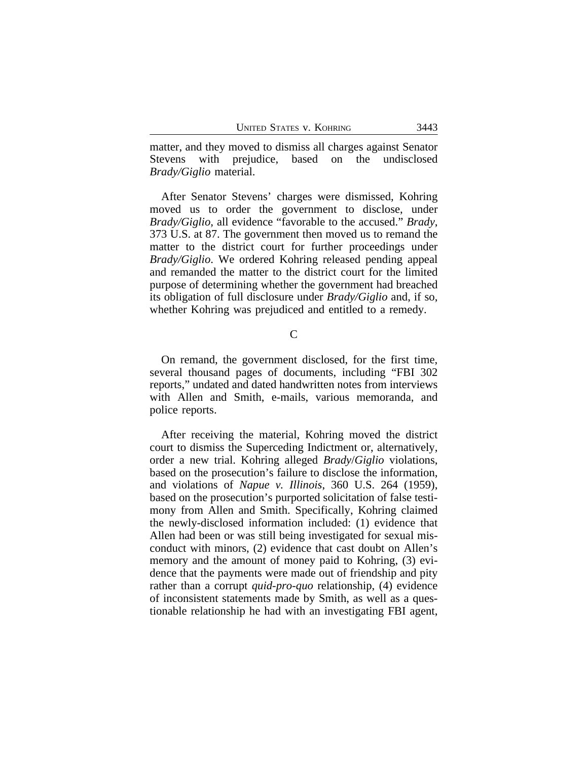matter, and they moved to dismiss all charges against Senator Stevens with prejudice, based on the undisclosed *Brady/Giglio* material.

After Senator Stevens' charges were dismissed, Kohring moved us to order the government to disclose, under *Brady/Giglio*, all evidence "favorable to the accused." *Brady*, 373 U.S. at 87. The government then moved us to remand the matter to the district court for further proceedings under *Brady/Giglio*. We ordered Kohring released pending appeal and remanded the matter to the district court for the limited purpose of determining whether the government had breached its obligation of full disclosure under *Brady/Giglio* and, if so, whether Kohring was prejudiced and entitled to a remedy.

## C

On remand, the government disclosed, for the first time, several thousand pages of documents, including "FBI 302 reports," undated and dated handwritten notes from interviews with Allen and Smith, e-mails, various memoranda, and police reports.

After receiving the material, Kohring moved the district court to dismiss the Superceding Indictment or, alternatively, order a new trial. Kohring alleged *Brady*/*Giglio* violations, based on the prosecution's failure to disclose the information, and violations of *Napue v. Illinois*, 360 U.S. 264 (1959), based on the prosecution's purported solicitation of false testimony from Allen and Smith. Specifically, Kohring claimed the newly-disclosed information included: (1) evidence that Allen had been or was still being investigated for sexual misconduct with minors, (2) evidence that cast doubt on Allen's memory and the amount of money paid to Kohring, (3) evidence that the payments were made out of friendship and pity rather than a corrupt *quid-pro-quo* relationship, (4) evidence of inconsistent statements made by Smith, as well as a questionable relationship he had with an investigating FBI agent,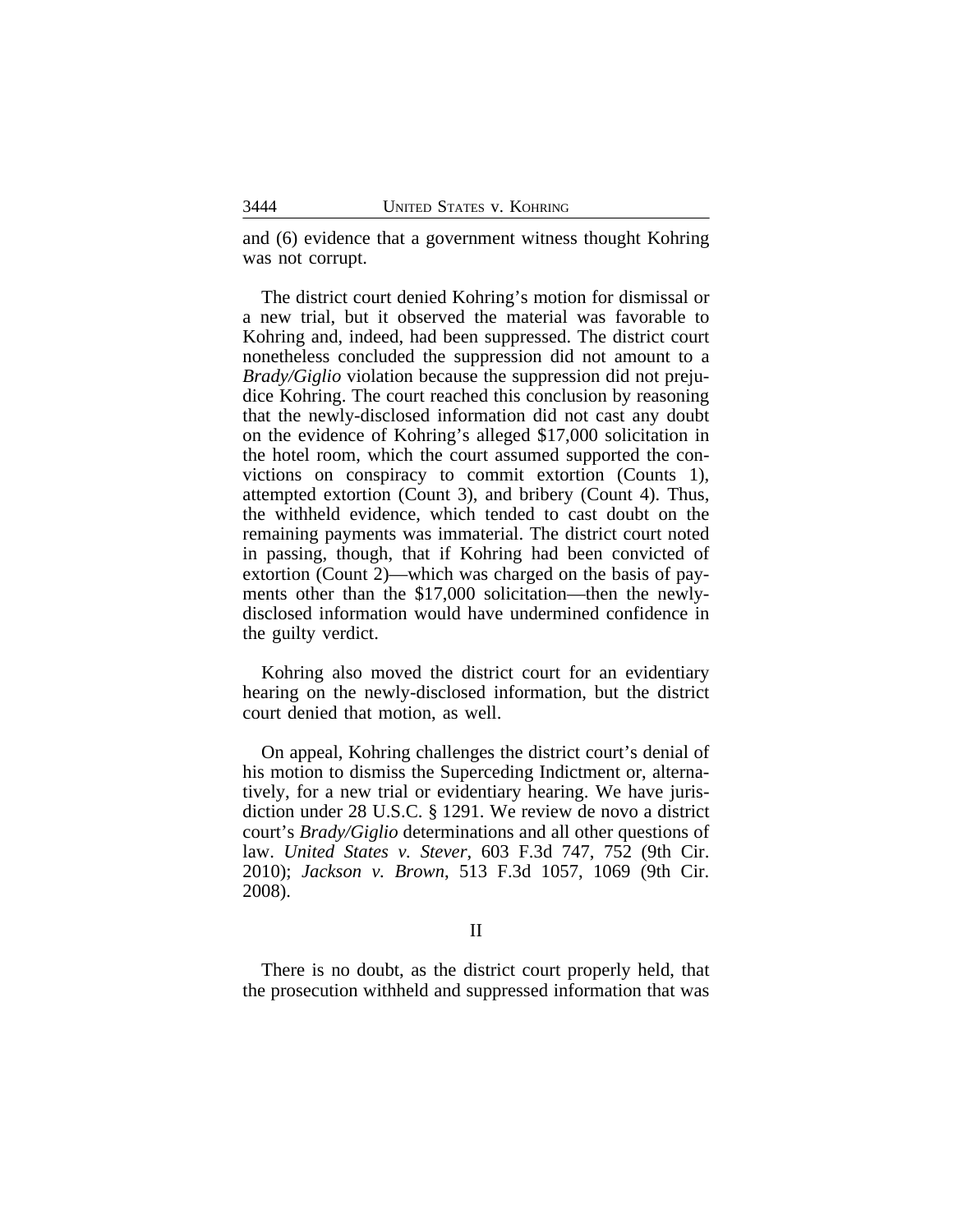and (6) evidence that a government witness thought Kohring was not corrupt.

The district court denied Kohring's motion for dismissal or a new trial, but it observed the material was favorable to Kohring and, indeed, had been suppressed. The district court nonetheless concluded the suppression did not amount to a *Brady/Giglio* violation because the suppression did not prejudice Kohring. The court reached this conclusion by reasoning that the newly-disclosed information did not cast any doubt on the evidence of Kohring's alleged $17,000 solicitation in the hotel room, which the court assumed supported the convictions on conspiracy to commit extortion (Counts 1), attempted extortion (Count 3), and bribery (Count 4). Thus, the withheld evidence, which tended to cast doubt on the remaining payments was immaterial. The district court noted in passing, though, that if Kohring had been convicted of extortion (Count 2)—which was charged on the basis of payments other than the $17,000 solicitation—then the newly-disclosed information would have undermined confidence in the guilty verdict.

Kohring also moved the district court for an evidentiary hearing on the newly-disclosed information, but the district court denied that motion, as well.

On appeal, Kohring challenges the district court's denial of his motion to dismiss the Superceding Indictment or, alternatively, for a new trial or evidentiary hearing. We have jurisdiction under 28 U.S.C. § 1291. We review de novo a district court's *Brady/Giglio* determinations and all other questions of law. *United States v. Stever*, 603 F.3d 747, 752 (9th Cir. 2010); *Jackson v. Brown*, 513 F.3d 1057, 1069 (9th Cir. 2008).

## II

There is no doubt, as the district court properly held, that the prosecution withheld and suppressed information that was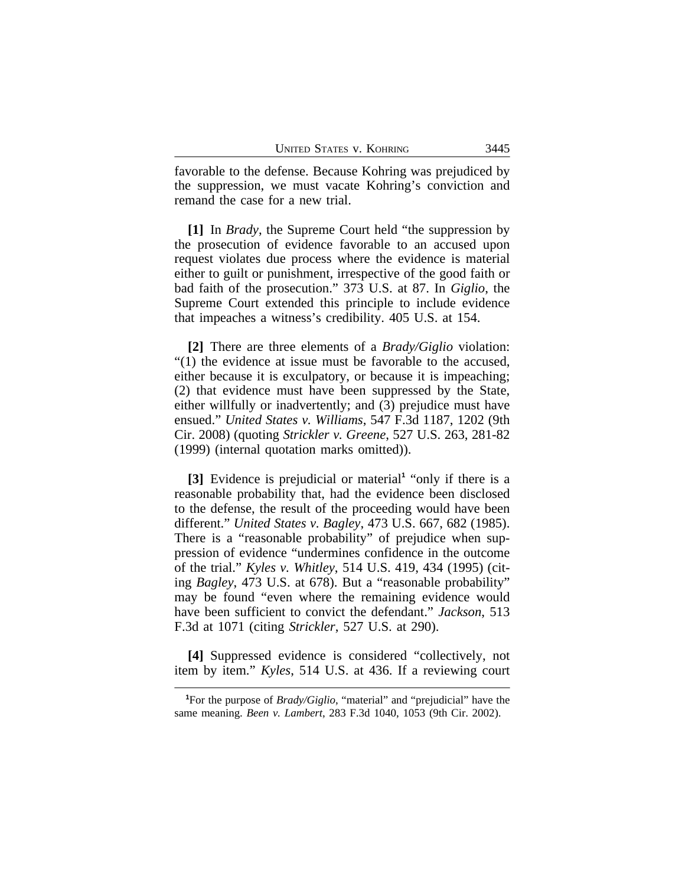favorable to the defense. Because Kohring was prejudiced by the suppression, we must vacate Kohring's conviction and remand the case for a new trial.

**[1]** In *Brady*, the Supreme Court held "the suppression by the prosecution of evidence favorable to an accused upon request violates due process where the evidence is material either to guilt or punishment, irrespective of the good faith or bad faith of the prosecution." 373 U.S. at 87. In *Giglio*, the Supreme Court extended this principle to include evidence that impeaches a witness's credibility. 405 U.S. at 154.

**[2]** There are three elements of a *Brady/Giglio* violation: "(1) the evidence at issue must be favorable to the accused, either because it is exculpatory, or because it is impeaching; (2) that evidence must have been suppressed by the State, either willfully or inadvertently; and (3) prejudice must have ensued." *United States v. Williams*, 547 F.3d 1187, 1202 (9th Cir. 2008) (quoting *Strickler v. Greene*, 527 U.S. 263, 281-82 (1999) (internal quotation marks omitted)).

**[3]** Evidence is prejudicial or material[1] "only if there is a reasonable probability that, had the evidence been disclosed to the defense, the result of the proceeding would have been different." *United States v. Bagley*, 473 U.S. 667, 682 (1985). There is a "reasonable probability" of prejudice when suppression of evidence "undermines confidence in the outcome of the trial." *Kyles v. Whitley*, 514 U.S. 419, 434 (1995) (citing *Bagley*, 473 U.S. at 678). But a "reasonable probability" may be found "even where the remaining evidence would have been sufficient to convict the defendant." *Jackson*, 513 F.3d at 1071 (citing *Strickler*, 527 U.S. at 290).

**[4]** Suppressed evidence is considered "collectively, not item by item." *Kyles*, 514 U.S. at 436. If a reviewing court

---

[1]For the purpose of *Brady/Giglio*, "material" and "prejudicial" have the same meaning. *Been v. Lambert*, 283 F.3d 1040, 1053 (9th Cir. 2002).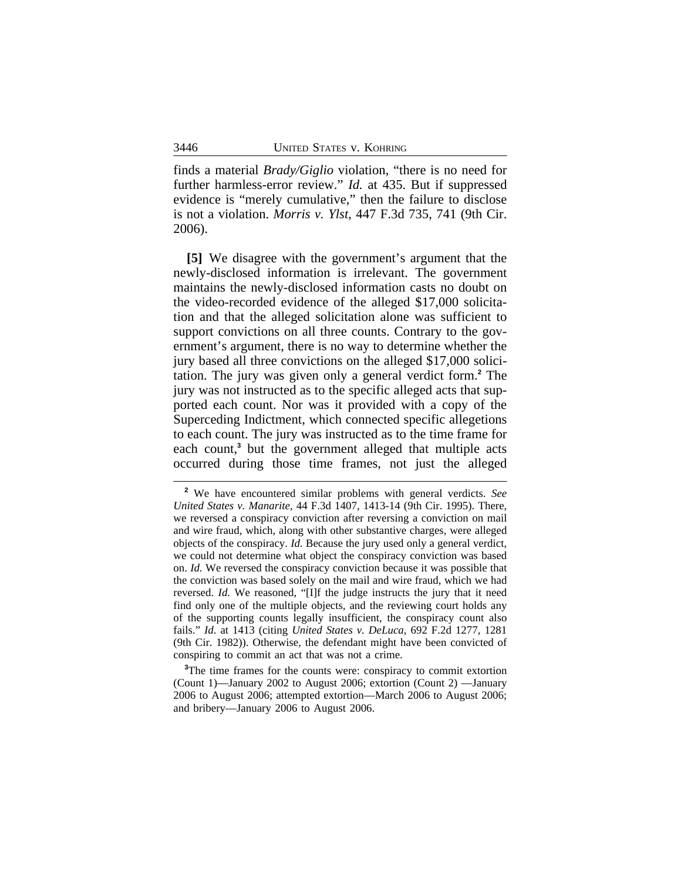finds a material *Brady/Giglio* violation, "there is no need for further harmless-error review." *Id.* at 435. But if suppressed evidence is "merely cumulative," then the failure to disclose is not a violation. *Morris v. Ylst*, 447 F.3d 735, 741 (9th Cir. 2006).

**[5]** We disagree with the government's argument that the newly-disclosed information is irrelevant. The government maintains the newly-disclosed information casts no doubt on the video-recorded evidence of the alleged $17,000 solicitation and that the alleged solicitation alone was sufficient to support convictions on all three counts. Contrary to the government's argument, there is no way to determine whether the jury based all three convictions on the alleged $17,000 solicitation. The jury was given only a general verdict form.[2] The jury was not instructed as to the specific alleged acts that supported each count. Nor was it provided with a copy of the Superceding Indictment, which connected specific allegations to each count. The jury was instructed as to the time frame for each count,[3] but the government alleged that multiple acts occurred during those time frames, not just the alleged

---

[2] We have encountered similar problems with general verdicts. *See United States v. Manarite*, 44 F.3d 1407, 1413-14 (9th Cir. 1995). There, we reversed a conspiracy conviction after reversing a conviction on mail and wire fraud, which, along with other substantive charges, were alleged objects of the conspiracy. *Id.* Because the jury used only a general verdict, we could not determine what object the conspiracy conviction was based on. *Id.* We reversed the conspiracy conviction because it was possible that the conviction was based solely on the mail and wire fraud, which we had reversed. *Id.* We reasoned, "[I]f the judge instructs the jury that it need find only one of the multiple objects, and the reviewing court holds any of the supporting counts legally insufficient, the conspiracy count also fails." *Id.* at 1413 (citing *United States v. DeLuca*, 692 F.2d 1277, 1281 (9th Cir. 1982)). Otherwise, the defendant might have been convicted of conspiring to commit an act that was not a crime.

[3] The time frames for the counts were: conspiracy to commit extortion (Count 1)—January 2002 to August 2006; extortion (Count 2) —January 2006 to August 2006; attempted extortion—March 2006 to August 2006; and bribery—January 2006 to August 2006.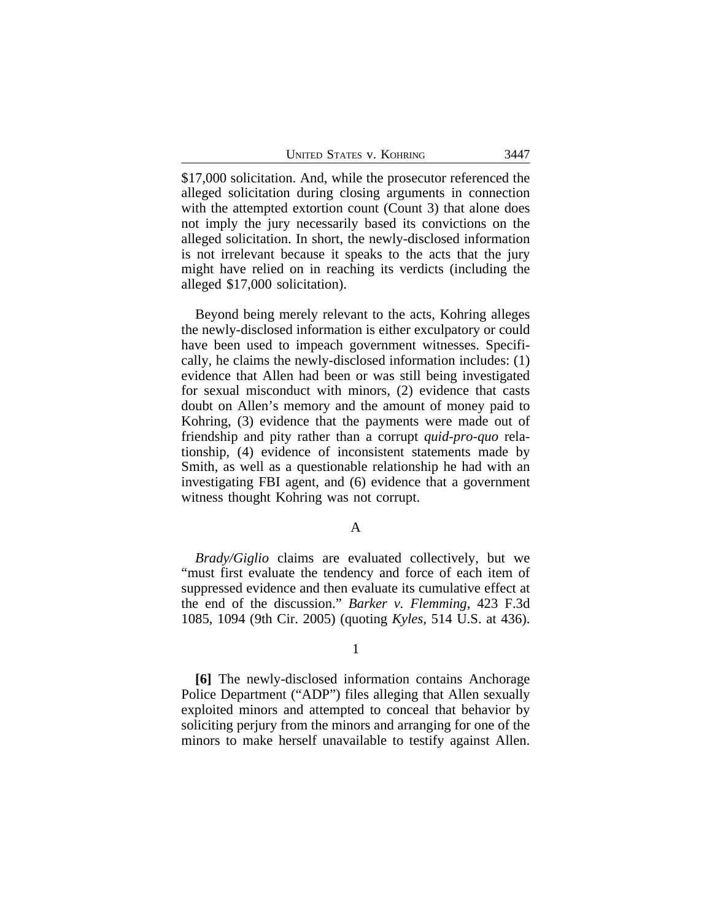$17,000 solicitation. And, while the prosecutor referenced the alleged solicitation during closing arguments in connection with the attempted extortion count (Count 3) that alone does not imply the jury necessarily based its convictions on the alleged solicitation. In short, the newly-disclosed information is not irrelevant because it speaks to the acts that the jury might have relied on in reaching its verdicts (including the alleged $17,000 solicitation).

Beyond being merely relevant to the acts, Kohring alleges the newly-disclosed information is either exculpatory or could have been used to impeach government witnesses. Specifically, he claims the newly-disclosed information includes: (1) evidence that Allen had been or was still being investigated for sexual misconduct with minors, (2) evidence that casts doubt on Allen's memory and the amount of money paid to Kohring, (3) evidence that the payments were made out of friendship and pity rather than a corrupt *quid-pro-quo* relationship, (4) evidence of inconsistent statements made by Smith, as well as a questionable relationship he had with an investigating FBI agent, and (6) evidence that a government witness thought Kohring was not corrupt.

### A

*Brady/Giglio* claims are evaluated collectively, but we "must first evaluate the tendency and force of each item of suppressed evidence and then evaluate its cumulative effect at the end of the discussion." *Barker v. Flemming*, 423 F.3d 1085, 1094 (9th Cir. 2005) (quoting *Kyles*, 514 U.S. at 436).

#### 1

**[6]** The newly-disclosed information contains Anchorage Police Department ("ADP") files alleging that Allen sexually exploited minors and attempted to conceal that behavior by soliciting perjury from the minors and arranging for one of the minors to make herself unavailable to testify against Allen.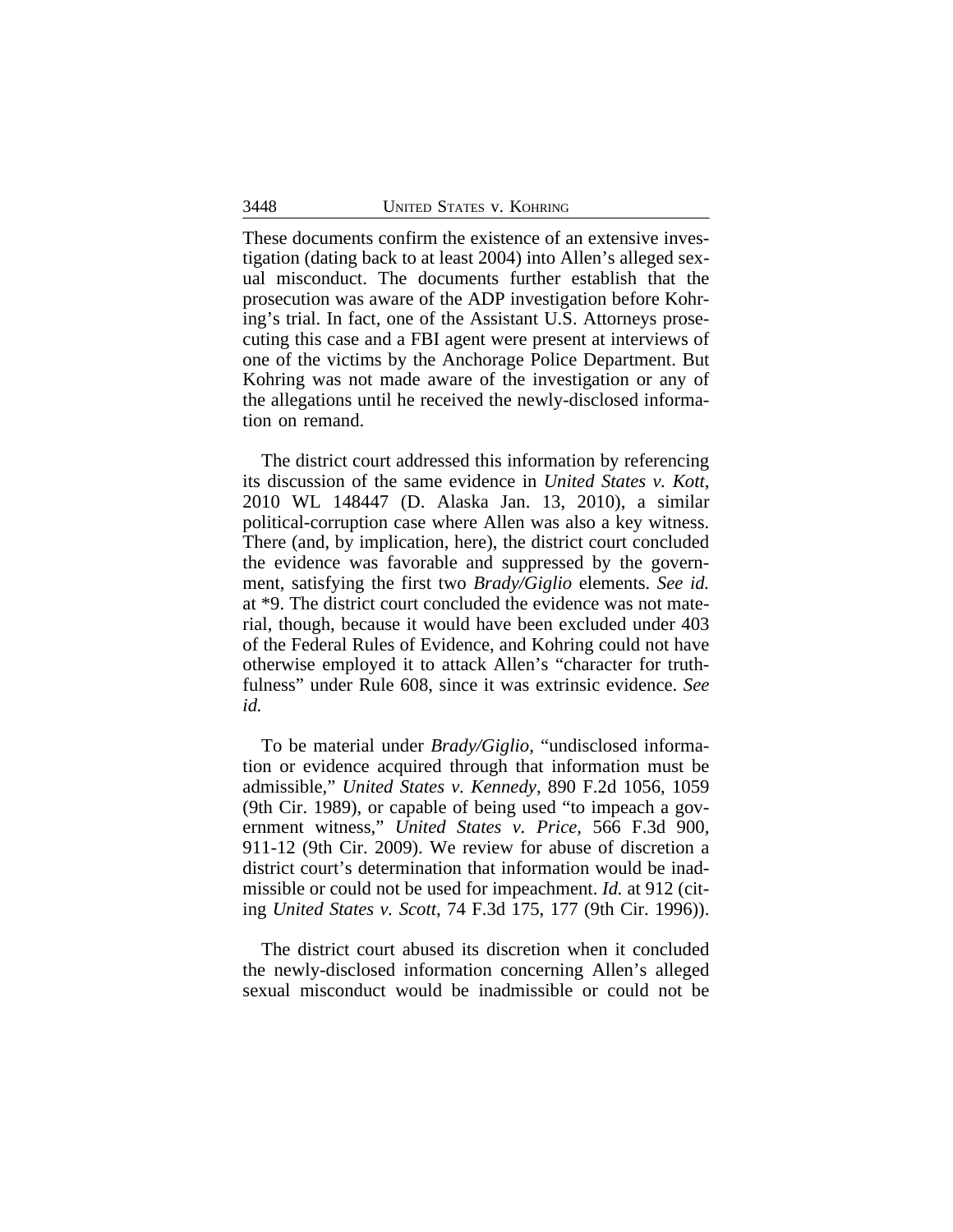These documents confirm the existence of an extensive investigation (dating back to at least 2004) into Allen's alleged sexual misconduct. The documents further establish that the prosecution was aware of the ADP investigation before Kohring's trial. In fact, one of the Assistant U.S. Attorneys prosecuting this case and a FBI agent were present at interviews of one of the victims by the Anchorage Police Department. But Kohring was not made aware of the investigation or any of the allegations until he received the newly-disclosed information on remand.

The district court addressed this information by referencing its discussion of the same evidence in *United States v. Kott*, 2010 WL 148447 (D. Alaska Jan. 13, 2010), a similar political-corruption case where Allen was also a key witness. There (and, by implication, here), the district court concluded the evidence was favorable and suppressed by the government, satisfying the first two *Brady/Giglio* elements. *See id.* at *9. The district court concluded the evidence was not material, though, because it would have been excluded under 403 of the Federal Rules of Evidence, and Kohring could not have otherwise employed it to attack Allen's "character for truthfulness" under Rule 608, since it was extrinsic evidence. *See id.*

To be material under *Brady/Giglio*, "undisclosed information or evidence acquired through that information must be admissible," *United States v. Kennedy*, 890 F.2d 1056, 1059 (9th Cir. 1989), or capable of being used "to impeach a government witness," *United States v. Price*, 566 F.3d 900, 911-12 (9th Cir. 2009). We review for abuse of discretion a district court's determination that information would be inadmissible or could not be used for impeachment. *Id.* at 912 (citing *United States v. Scott*, 74 F.3d 175, 177 (9th Cir. 1996)).

The district court abused its discretion when it concluded the newly-disclosed information concerning Allen's alleged sexual misconduct would be inadmissible or could not be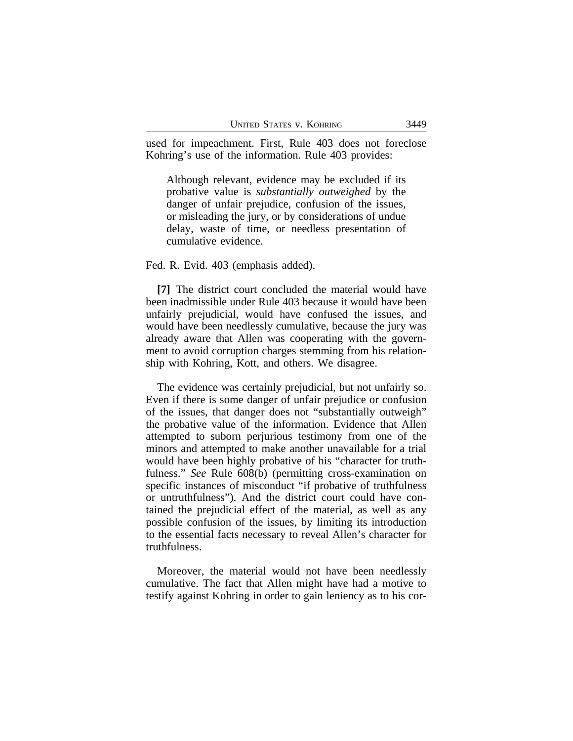used for impeachment. First, Rule 403 does not foreclose Kohring's use of the information. Rule 403 provides:

> Although relevant, evidence may be excluded if its probative value is *substantially outweighed* by the danger of unfair prejudice, confusion of the issues, or misleading the jury, or by considerations of undue delay, waste of time, or needless presentation of cumulative evidence.

Fed. R. Evid. 403 (emphasis added).

**[7]** The district court concluded the material would have been inadmissible under Rule 403 because it would have been unfairly prejudicial, would have confused the issues, and would have been needlessly cumulative, because the jury was already aware that Allen was cooperating with the government to avoid corruption charges stemming from his relationship with Kohring, Kott, and others. We disagree.

The evidence was certainly prejudicial, but not unfairly so. Even if there is some danger of unfair prejudice or confusion of the issues, that danger does not "substantially outweigh" the probative value of the information. Evidence that Allen attempted to suborn perjurious testimony from one of the minors and attempted to make another unavailable for a trial would have been highly probative of his "character for truthfulness." *See* Rule 608(b) (permitting cross-examination on specific instances of misconduct "if probative of truthfulness or untruthfulness"). And the district court could have contained the prejudicial effect of the material, as well as any possible confusion of the issues, by limiting its introduction to the essential facts necessary to reveal Allen's character for truthfulness.

Moreover, the material would not have been needlessly cumulative. The fact that Allen might have had a motive to testify against Kohring in order to gain leniency as to his cor-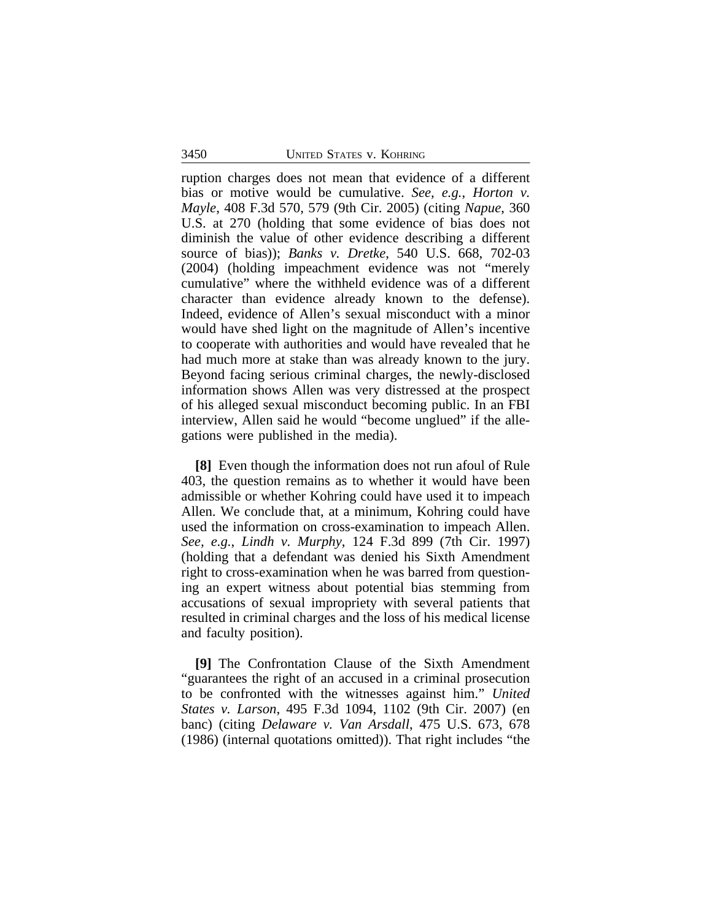ruption charges does not mean that evidence of a different bias or motive would be cumulative. *See, e.g.*, *Horton v. Mayle*, 408 F.3d 570, 579 (9th Cir. 2005) (citing *Napue*, 360 U.S. at 270 (holding that some evidence of bias does not diminish the value of other evidence describing a different source of bias)); *Banks v. Dretke*, 540 U.S. 668, 702-03 (2004) (holding impeachment evidence was not "merely cumulative" where the withheld evidence was of a different character than evidence already known to the defense). Indeed, evidence of Allen's sexual misconduct with a minor would have shed light on the magnitude of Allen's incentive to cooperate with authorities and would have revealed that he had much more at stake than was already known to the jury. Beyond facing serious criminal charges, the newly-disclosed information shows Allen was very distressed at the prospect of his alleged sexual misconduct becoming public. In an FBI interview, Allen said he would "become unglued" if the allegations were published in the media).

**[8]** Even though the information does not run afoul of Rule 403, the question remains as to whether it would have been admissible or whether Kohring could have used it to impeach Allen. We conclude that, at a minimum, Kohring could have used the information on cross-examination to impeach Allen. *See, e.g.*, *Lindh v. Murphy*, 124 F.3d 899 (7th Cir. 1997) (holding that a defendant was denied his Sixth Amendment right to cross-examination when he was barred from questioning an expert witness about potential bias stemming from accusations of sexual impropriety with several patients that resulted in criminal charges and the loss of his medical license and faculty position).

**[9]** The Confrontation Clause of the Sixth Amendment "guarantees the right of an accused in a criminal prosecution to be confronted with the witnesses against him." *United States v. Larson*, 495 F.3d 1094, 1102 (9th Cir. 2007) (en banc) (citing *Delaware v. Van Arsdall*, 475 U.S. 673, 678 (1986) (internal quotations omitted)). That right includes "the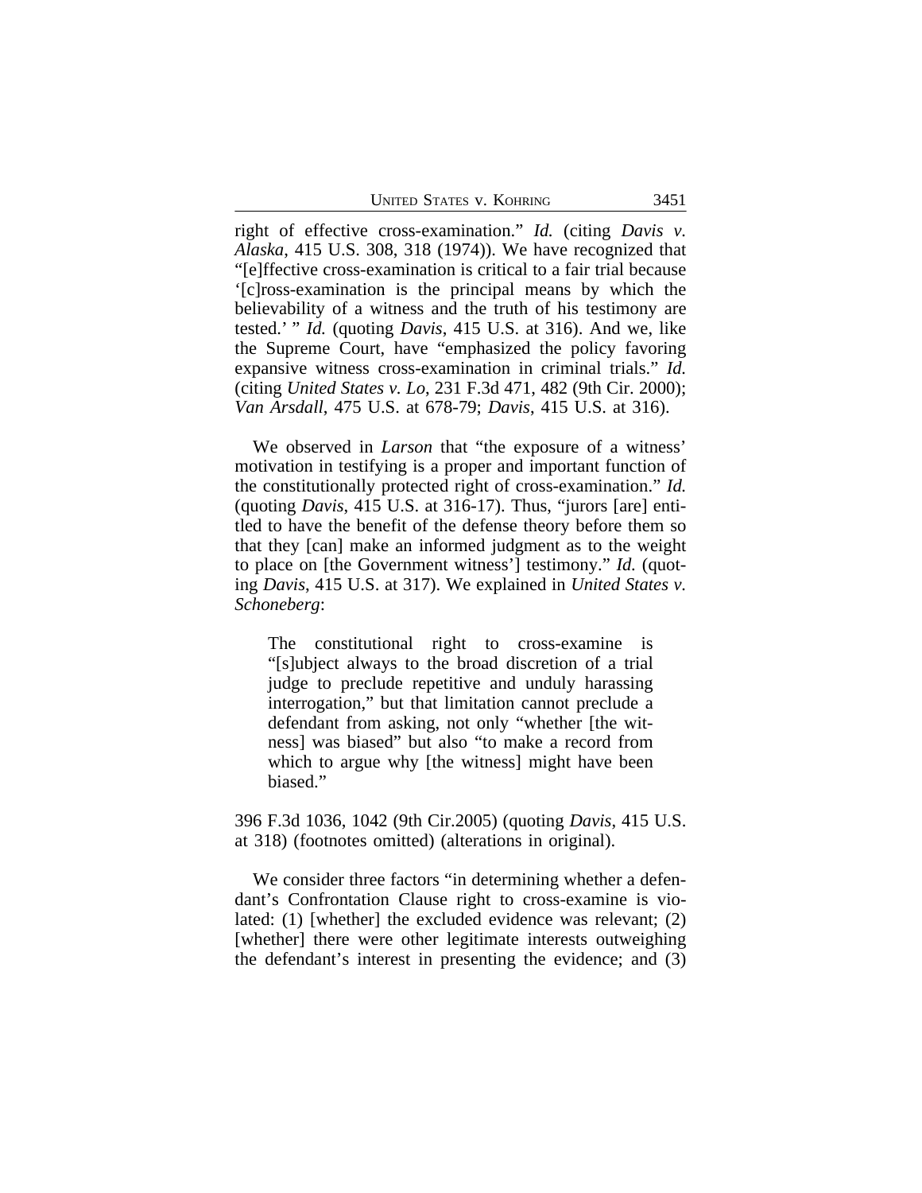right of effective cross-examination." *Id.* (citing *Davis v. Alaska*, 415 U.S. 308, 318 (1974)). We have recognized that "[e]ffective cross-examination is critical to a fair trial because '[c]ross-examination is the principal means by which the believability of a witness and the truth of his testimony are tested.' " *Id.* (quoting *Davis*, 415 U.S. at 316). And we, like the Supreme Court, have "emphasized the policy favoring expansive witness cross-examination in criminal trials." *Id.* (citing *United States v. Lo*, 231 F.3d 471, 482 (9th Cir. 2000); *Van Arsdall*, 475 U.S. at 678-79; *Davis*, 415 U.S. at 316).

We observed in *Larson* that "the exposure of a witness' motivation in testifying is a proper and important function of the constitutionally protected right of cross-examination." *Id.* (quoting *Davis*, 415 U.S. at 316-17). Thus, "jurors [are] entitled to have the benefit of the defense theory before them so that they [can] make an informed judgment as to the weight to place on [the Government witness'] testimony." *Id.* (quoting *Davis*, 415 U.S. at 317). We explained in *United States v. Schoneberg*:

> The constitutional right to cross-examine is "[s]ubject always to the broad discretion of a trial judge to preclude repetitive and unduly harassing interrogation," but that limitation cannot preclude a defendant from asking, not only "whether [the witness] was biased" but also "to make a record from which to argue why [the witness] might have been biased."

396 F.3d 1036, 1042 (9th Cir.2005) (quoting *Davis*, 415 U.S. at 318) (footnotes omitted) (alterations in original).

We consider three factors "in determining whether a defendant's Confrontation Clause right to cross-examine is violated: (1) [whether] the excluded evidence was relevant; (2) [whether] there were other legitimate interests outweighing the defendant's interest in presenting the evidence; and (3)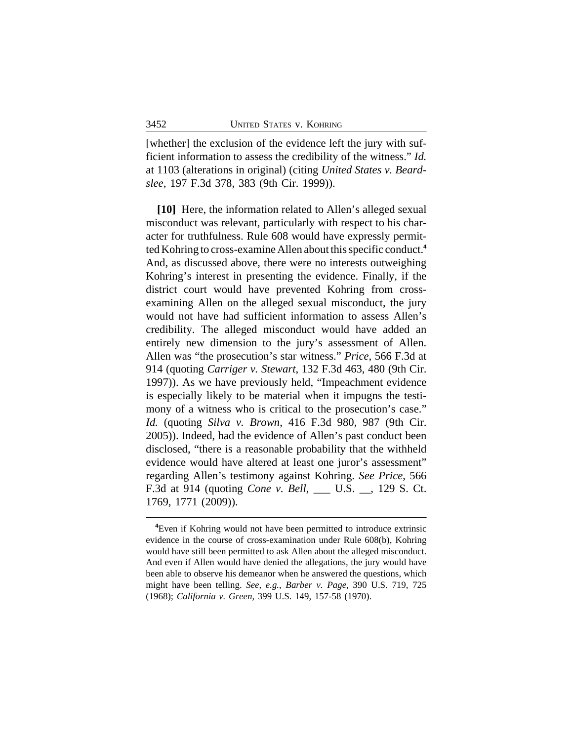[whether] the exclusion of the evidence left the jury with sufficient information to assess the credibility of the witness." *Id.* at 1103 (alterations in original) (citing *United States v. Beardslee*, 197 F.3d 378, 383 (9th Cir. 1999)).

**[10]** Here, the information related to Allen's alleged sexual misconduct was relevant, particularly with respect to his character for truthfulness. Rule 608 would have expressly permitted Kohring to cross-examine Allen about this specific conduct.[4] And, as discussed above, there were no interests outweighing Kohring's interest in presenting the evidence. Finally, if the district court would have prevented Kohring from cross-examining Allen on the alleged sexual misconduct, the jury would not have had sufficient information to assess Allen's credibility. The alleged misconduct would have added an entirely new dimension to the jury's assessment of Allen. Allen was "the prosecution's star witness." *Price*, 566 F.3d at 914 (quoting *Carriger v. Stewart*, 132 F.3d 463, 480 (9th Cir. 1997)). As we have previously held, "Impeachment evidence is especially likely to be material when it impugns the testimony of a witness who is critical to the prosecution's case." *Id.* (quoting *Silva v. Brown*, 416 F.3d 980, 987 (9th Cir. 2005)). Indeed, had the evidence of Allen's past conduct been disclosed, "there is a reasonable probability that the withheld evidence would have altered at least one juror's assessment" regarding Allen's testimony against Kohring. *See Price*, 566 F.3d at 914 (quoting *Cone v. Bell*, ___ U.S. __, 129 S. Ct. 1769, 1771 (2009)).

---

[4]Even if Kohring would not have been permitted to introduce extrinsic evidence in the course of cross-examination under Rule 608(b), Kohring would have still been permitted to ask Allen about the alleged misconduct. And even if Allen would have denied the allegations, the jury would have been able to observe his demeanor when he answered the questions, which might have been telling. *See, e.g., Barber v. Page*, 390 U.S. 719, 725 (1968); *California v. Green*, 399 U.S. 149, 157-58 (1970).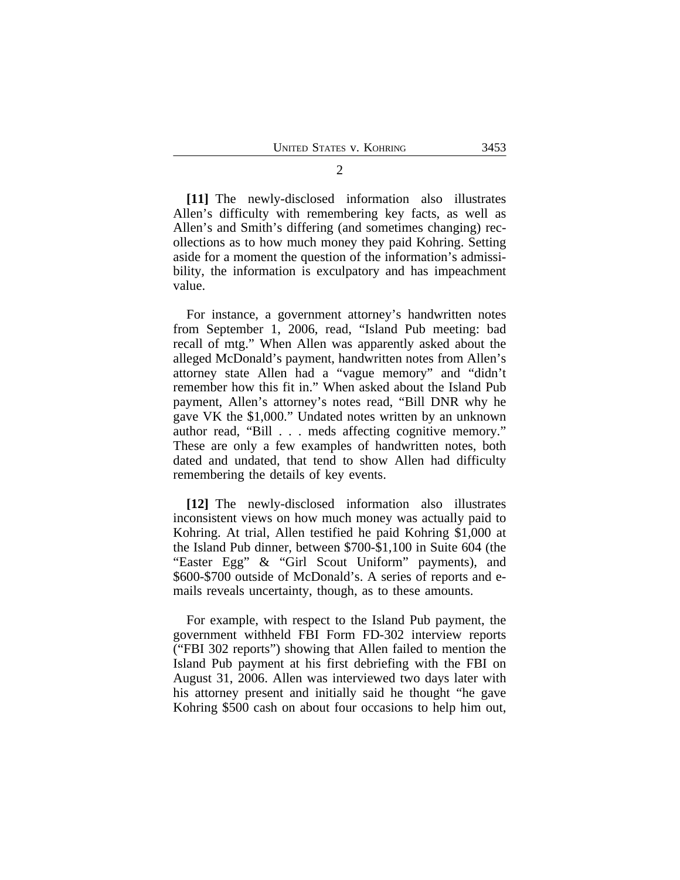2

**[11]** The newly-disclosed information also illustrates Allen's difficulty with remembering key facts, as well as Allen's and Smith's differing (and sometimes changing) recollections as to how much money they paid Kohring. Setting aside for a moment the question of the information's admissibility, the information is exculpatory and has impeachment value.

For instance, a government attorney's handwritten notes from September 1, 2006, read, "Island Pub meeting: bad recall of mtg." When Allen was apparently asked about the alleged McDonald's payment, handwritten notes from Allen's attorney state Allen had a "vague memory" and "didn't remember how this fit in." When asked about the Island Pub payment, Allen's attorney's notes read, "Bill DNR why he gave VK the $1,000." Undated notes written by an unknown author read, "Bill . . . meds affecting cognitive memory." These are only a few examples of handwritten notes, both dated and undated, that tend to show Allen had difficulty remembering the details of key events.

**[12]** The newly-disclosed information also illustrates inconsistent views on how much money was actually paid to Kohring. At trial, Allen testified he paid Kohring $1,000 at the Island Pub dinner, between $700-$1,100 in Suite 604 (the "Easter Egg" & "Girl Scout Uniform" payments), and $600-$700 outside of McDonald's. A series of reports and e-mails reveals uncertainty, though, as to these amounts.

For example, with respect to the Island Pub payment, the government withheld FBI Form FD-302 interview reports ("FBI 302 reports") showing that Allen failed to mention the Island Pub payment at his first debriefing with the FBI on August 31, 2006. Allen was interviewed two days later with his attorney present and initially said he thought "he gave Kohring $500 cash on about four occasions to help him out,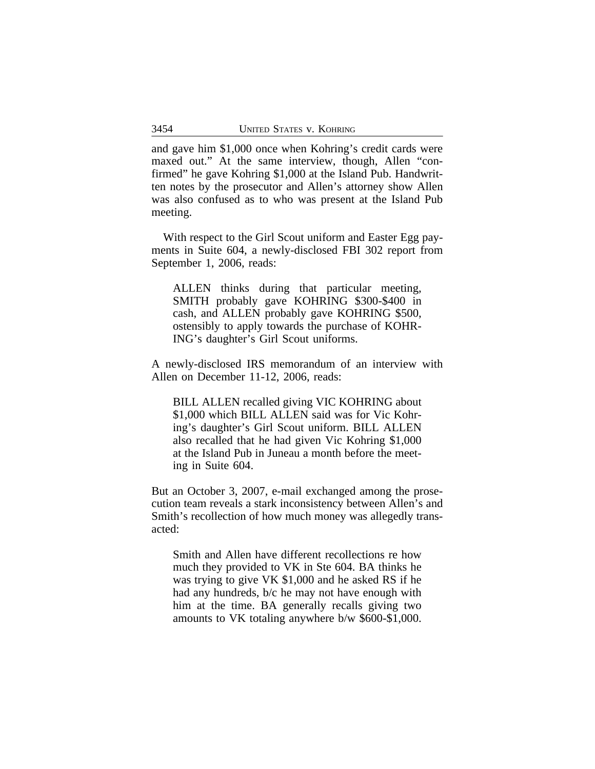and gave him $1,000 once when Kohring's credit cards were maxed out." At the same interview, though, Allen "confirmed" he gave Kohring $1,000 at the Island Pub. Handwritten notes by the prosecutor and Allen's attorney show Allen was also confused as to who was present at the Island Pub meeting.

With respect to the Girl Scout uniform and Easter Egg payments in Suite 604, a newly-disclosed FBI 302 report from September 1, 2006, reads:

> ALLEN thinks during that particular meeting, SMITH probably gave KOHRING $300-$400 in cash, and ALLEN probably gave KOHRING $500, ostensibly to apply towards the purchase of KOHRING's daughter's Girl Scout uniforms.

A newly-disclosed IRS memorandum of an interview with Allen on December 11-12, 2006, reads:

> BILL ALLEN recalled giving VIC KOHRING about $1,000 which BILL ALLEN said was for Vic Kohring's daughter's Girl Scout uniform. BILL ALLEN also recalled that he had given Vic Kohring $1,000 at the Island Pub in Juneau a month before the meeting in Suite 604.

But an October 3, 2007, e-mail exchanged among the prosecution team reveals a stark inconsistency between Allen's and Smith's recollection of how much money was allegedly transacted:

> Smith and Allen have different recollections re how much they provided to VK in Ste 604. BA thinks he was trying to give VK $1,000 and he asked RS if he had any hundreds, b/c he may not have enough with him at the time. BA generally recalls giving two amounts to VK totaling anywhere b/w $600-$1,000.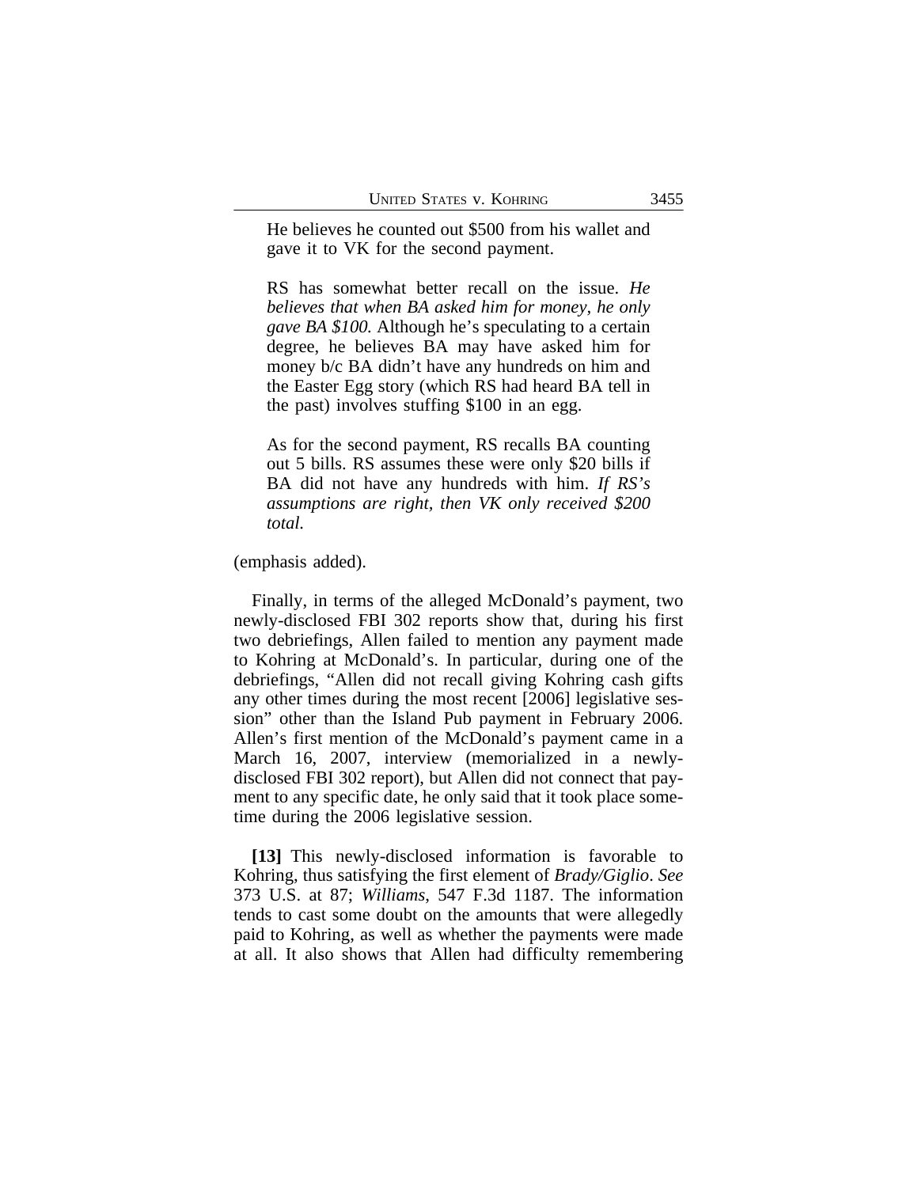> He believes he counted out $500 from his wallet and gave it to VK for the second payment.
>
> RS has somewhat better recall on the issue. *He believes that when BA asked him for money, he only gave BA $100.* Although he's speculating to a certain degree, he believes BA may have asked him for money b/c BA didn't have any hundreds on him and the Easter Egg story (which RS had heard BA tell in the past) involves stuffing $100 in an egg.
>
> As for the second payment, RS recalls BA counting out 5 bills. RS assumes these were only $20 bills if BA did not have any hundreds with him. *If RS's assumptions are right, then VK only received $200 total.*

(emphasis added).

Finally, in terms of the alleged McDonald's payment, two newly-disclosed FBI 302 reports show that, during his first two debriefings, Allen failed to mention any payment made to Kohring at McDonald's. In particular, during one of the debriefings, "Allen did not recall giving Kohring cash gifts any other times during the most recent [2006] legislative session" other than the Island Pub payment in February 2006. Allen's first mention of the McDonald's payment came in a March 16, 2007, interview (memorialized in a newly-disclosed FBI 302 report), but Allen did not connect that payment to any specific date, he only said that it took place sometime during the 2006 legislative session.

**[13]** This newly-disclosed information is favorable to Kohring, thus satisfying the first element of *Brady/Giglio*. *See* 373 U.S. at 87; *Williams*, 547 F.3d 1187. The information tends to cast some doubt on the amounts that were allegedly paid to Kohring, as well as whether the payments were made at all. It also shows that Allen had difficulty remembering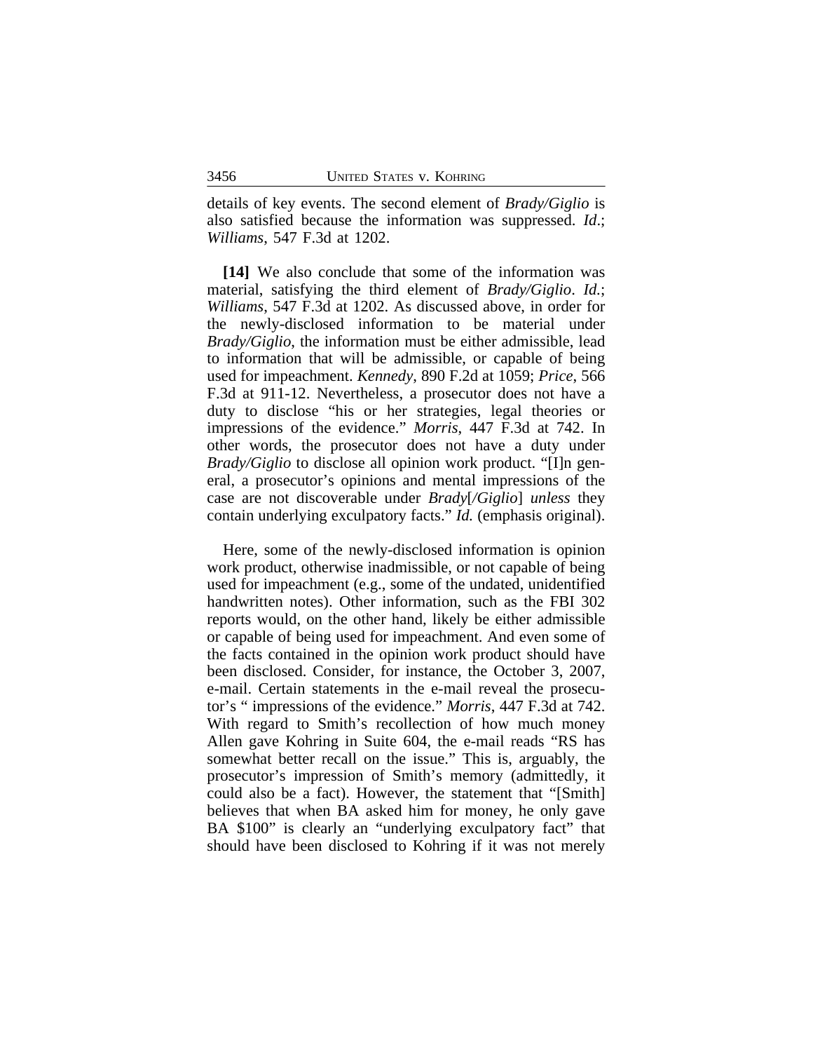details of key events. The second element of *Brady/Giglio* is also satisfied because the information was suppressed. *Id*.; *Williams*, 547 F.3d at 1202.

**[14]** We also conclude that some of the information was material, satisfying the third element of *Brady/Giglio*. *Id.*; *Williams*, 547 F.3d at 1202. As discussed above, in order for the newly-disclosed information to be material under *Brady/Giglio*, the information must be either admissible, lead to information that will be admissible, or capable of being used for impeachment. *Kennedy*, 890 F.2d at 1059; *Price*, 566 F.3d at 911-12. Nevertheless, a prosecutor does not have a duty to disclose "his or her strategies, legal theories or impressions of the evidence." *Morris*, 447 F.3d at 742. In other words, the prosecutor does not have a duty under *Brady/Giglio* to disclose all opinion work product. "[I]n general, a prosecutor's opinions and mental impressions of the case are not discoverable under *Brady*[*/Giglio*] *unless* they contain underlying exculpatory facts." *Id.* (emphasis original).

Here, some of the newly-disclosed information is opinion work product, otherwise inadmissible, or not capable of being used for impeachment (e.g., some of the undated, unidentified handwritten notes). Other information, such as the FBI 302 reports would, on the other hand, likely be either admissible or capable of being used for impeachment. And even some of the facts contained in the opinion work product should have been disclosed. Consider, for instance, the October 3, 2007, e-mail. Certain statements in the e-mail reveal the prosecutor's " impressions of the evidence." *Morris*, 447 F.3d at 742. With regard to Smith's recollection of how much money Allen gave Kohring in Suite 604, the e-mail reads "RS has somewhat better recall on the issue." This is, arguably, the prosecutor's impression of Smith's memory (admittedly, it could also be a fact). However, the statement that "[Smith] believes that when BA asked him for money, he only gave BA $100" is clearly an "underlying exculpatory fact" that should have been disclosed to Kohring if it was not merely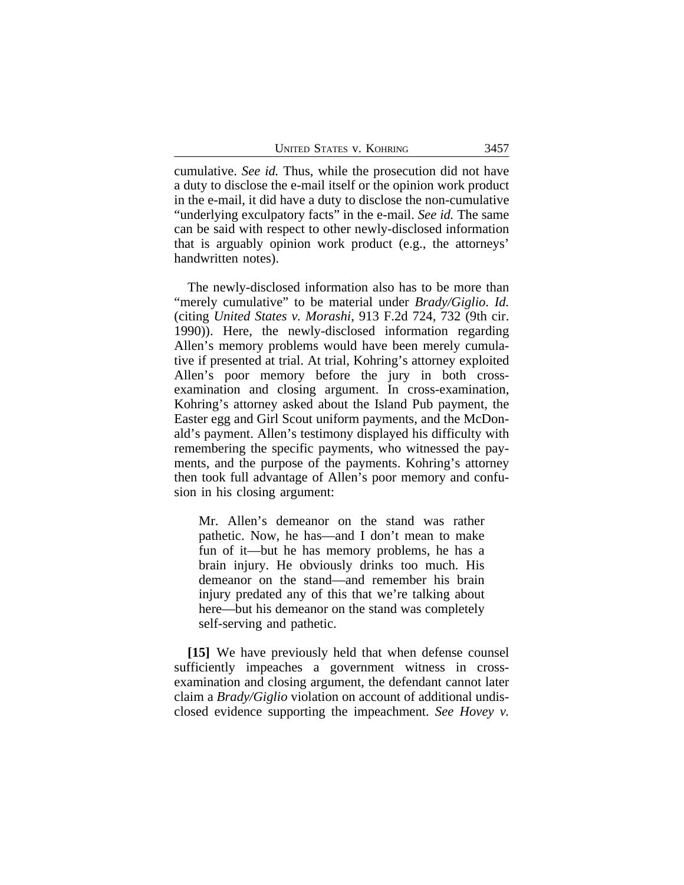cumulative. *See id.* Thus, while the prosecution did not have a duty to disclose the e-mail itself or the opinion work product in the e-mail, it did have a duty to disclose the non-cumulative "underlying exculpatory facts" in the e-mail. *See id.* The same can be said with respect to other newly-disclosed information that is arguably opinion work product (e.g., the attorneys' handwritten notes).

The newly-disclosed information also has to be more than "merely cumulative" to be material under *Brady/Giglio*. *Id.* (citing *United States v. Morashi*, 913 F.2d 724, 732 (9th cir. 1990)). Here, the newly-disclosed information regarding Allen's memory problems would have been merely cumulative if presented at trial. At trial, Kohring's attorney exploited Allen's poor memory before the jury in both cross-examination and closing argument. In cross-examination, Kohring's attorney asked about the Island Pub payment, the Easter egg and Girl Scout uniform payments, and the McDonald's payment. Allen's testimony displayed his difficulty with remembering the specific payments, who witnessed the payments, and the purpose of the payments. Kohring's attorney then took full advantage of Allen's poor memory and confusion in his closing argument:

> Mr. Allen's demeanor on the stand was rather pathetic. Now, he has—and I don't mean to make fun of it—but he has memory problems, he has a brain injury. He obviously drinks too much. His demeanor on the stand—and remember his brain injury predated any of this that we're talking about here—but his demeanor on the stand was completely self-serving and pathetic.

**[15]** We have previously held that when defense counsel sufficiently impeaches a government witness in cross-examination and closing argument, the defendant cannot later claim a *Brady/Giglio* violation on account of additional undisclosed evidence supporting the impeachment. *See Hovey v.*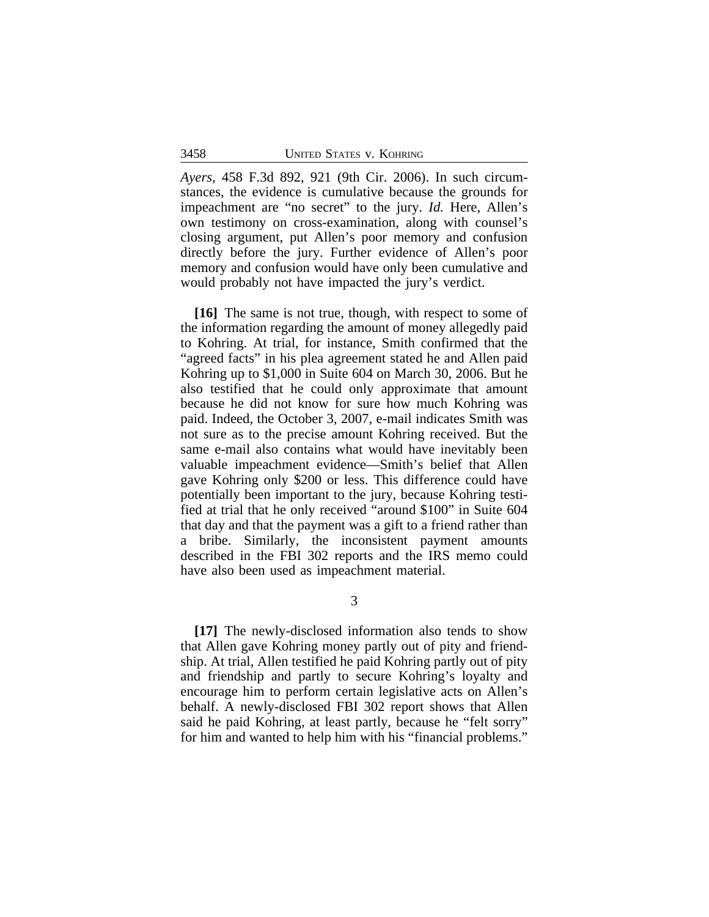*Ayers*, 458 F.3d 892, 921 (9th Cir. 2006). In such circumstances, the evidence is cumulative because the grounds for impeachment are "no secret" to the jury. *Id.* Here, Allen's own testimony on cross-examination, along with counsel's closing argument, put Allen's poor memory and confusion directly before the jury. Further evidence of Allen's poor memory and confusion would have only been cumulative and would probably not have impacted the jury's verdict.

**[16]** The same is not true, though, with respect to some of the information regarding the amount of money allegedly paid to Kohring. At trial, for instance, Smith confirmed that the "agreed facts" in his plea agreement stated he and Allen paid Kohring up to $1,000 in Suite 604 on March 30, 2006. But he also testified that he could only approximate that amount because he did not know for sure how much Kohring was paid. Indeed, the October 3, 2007, e-mail indicates Smith was not sure as to the precise amount Kohring received. But the same e-mail also contains what would have inevitably been valuable impeachment evidence—Smith's belief that Allen gave Kohring only $200 or less. This difference could have potentially been important to the jury, because Kohring testified at trial that he only received "around $100" in Suite 604 that day and that the payment was a gift to a friend rather than a bribe. Similarly, the inconsistent payment amounts described in the FBI 302 reports and the IRS memo could have also been used as impeachment material.

3

**[17]** The newly-disclosed information also tends to show that Allen gave Kohring money partly out of pity and friendship. At trial, Allen testified he paid Kohring partly out of pity and friendship and partly to secure Kohring's loyalty and encourage him to perform certain legislative acts on Allen's behalf. A newly-disclosed FBI 302 report shows that Allen said he paid Kohring, at least partly, because he "felt sorry" for him and wanted to help him with his "financial problems."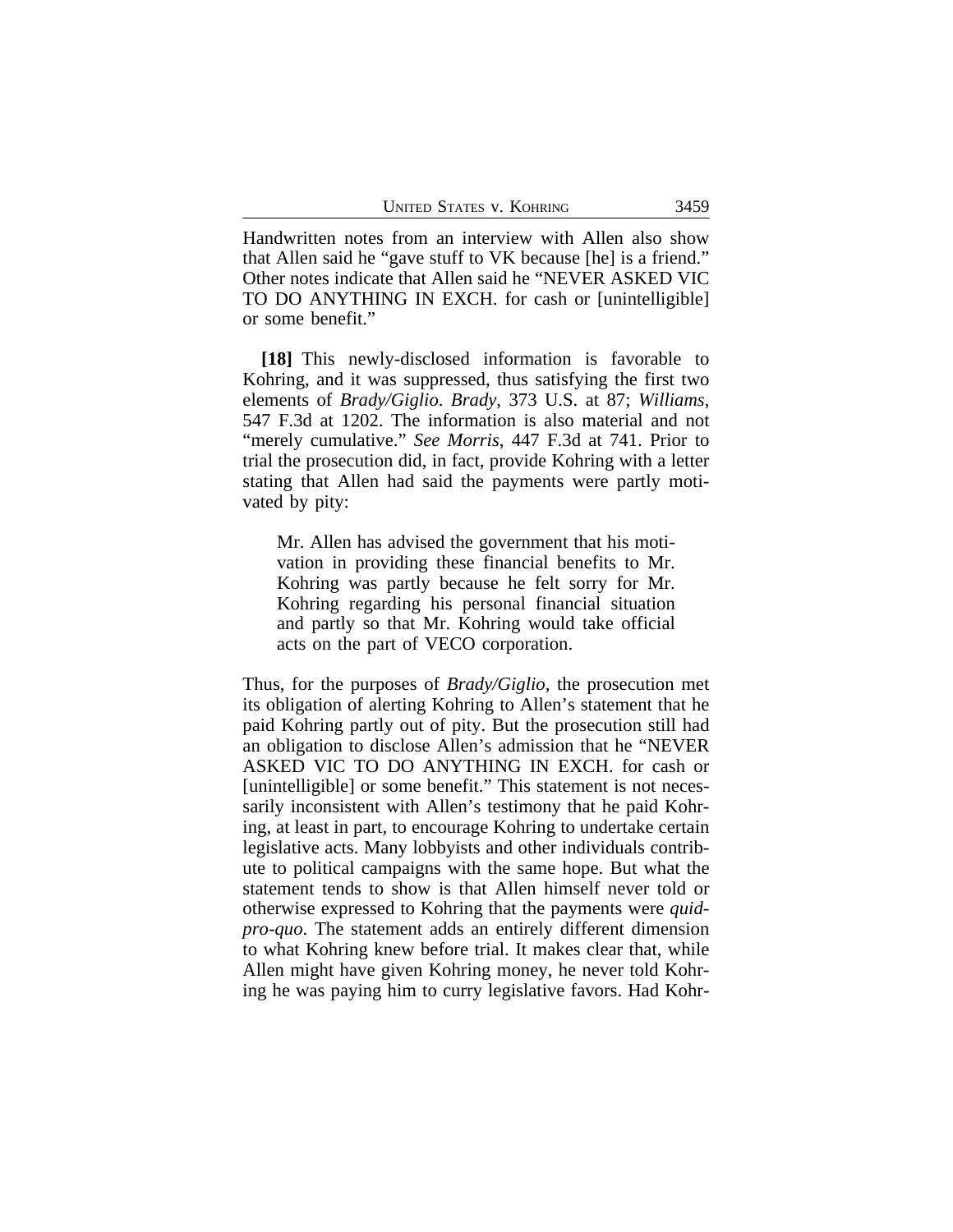Handwritten notes from an interview with Allen also show that Allen said he "gave stuff to VK because [he] is a friend." Other notes indicate that Allen said he "NEVER ASKED VIC TO DO ANYTHING IN EXCH. for cash or [unintelligible] or some benefit."

**[18]** This newly-disclosed information is favorable to Kohring, and it was suppressed, thus satisfying the first two elements of *Brady/Giglio*. *Brady*, 373 U.S. at 87; *Williams*, 547 F.3d at 1202. The information is also material and not "merely cumulative." *See Morris*, 447 F.3d at 741. Prior to trial the prosecution did, in fact, provide Kohring with a letter stating that Allen had said the payments were partly motivated by pity:

> Mr. Allen has advised the government that his motivation in providing these financial benefits to Mr. Kohring was partly because he felt sorry for Mr. Kohring regarding his personal financial situation and partly so that Mr. Kohring would take official acts on the part of VECO corporation.

Thus, for the purposes of *Brady/Giglio*, the prosecution met its obligation of alerting Kohring to Allen's statement that he paid Kohring partly out of pity. But the prosecution still had an obligation to disclose Allen's admission that he "NEVER ASKED VIC TO DO ANYTHING IN EXCH. for cash or [unintelligible] or some benefit." This statement is not necessarily inconsistent with Allen's testimony that he paid Kohring, at least in part, to encourage Kohring to undertake certain legislative acts. Many lobbyists and other individuals contribute to political campaigns with the same hope. But what the statement tends to show is that Allen himself never told or otherwise expressed to Kohring that the payments were *quid-pro-quo*. The statement adds an entirely different dimension to what Kohring knew before trial. It makes clear that, while Allen might have given Kohring money, he never told Kohring he was paying him to curry legislative favors. Had Kohr-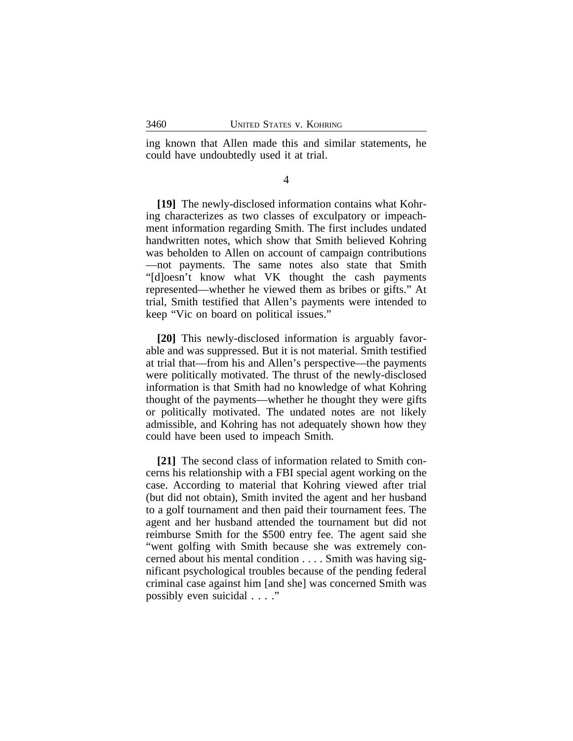ing known that Allen made this and similar statements, he could have undoubtedly used it at trial.

4

**[19]** The newly-disclosed information contains what Kohring characterizes as two classes of exculpatory or impeachment information regarding Smith. The first includes undated handwritten notes, which show that Smith believed Kohring was beholden to Allen on account of campaign contributions —not payments. The same notes also state that Smith "[d]oesn't know what VK thought the cash payments represented—whether he viewed them as bribes or gifts." At trial, Smith testified that Allen's payments were intended to keep "Vic on board on political issues."

**[20]** This newly-disclosed information is arguably favorable and was suppressed. But it is not material. Smith testified at trial that—from his and Allen's perspective—the payments were politically motivated. The thrust of the newly-disclosed information is that Smith had no knowledge of what Kohring thought of the payments—whether he thought they were gifts or politically motivated. The undated notes are not likely admissible, and Kohring has not adequately shown how they could have been used to impeach Smith.

**[21]** The second class of information related to Smith concerns his relationship with a FBI special agent working on the case. According to material that Kohring viewed after trial (but did not obtain), Smith invited the agent and her husband to a golf tournament and then paid their tournament fees. The agent and her husband attended the tournament but did not reimburse Smith for the $500 entry fee. The agent said she "went golfing with Smith because she was extremely concerned about his mental condition . . . . Smith was having significant psychological troubles because of the pending federal criminal case against him [and she] was concerned Smith was possibly even suicidal . . . ."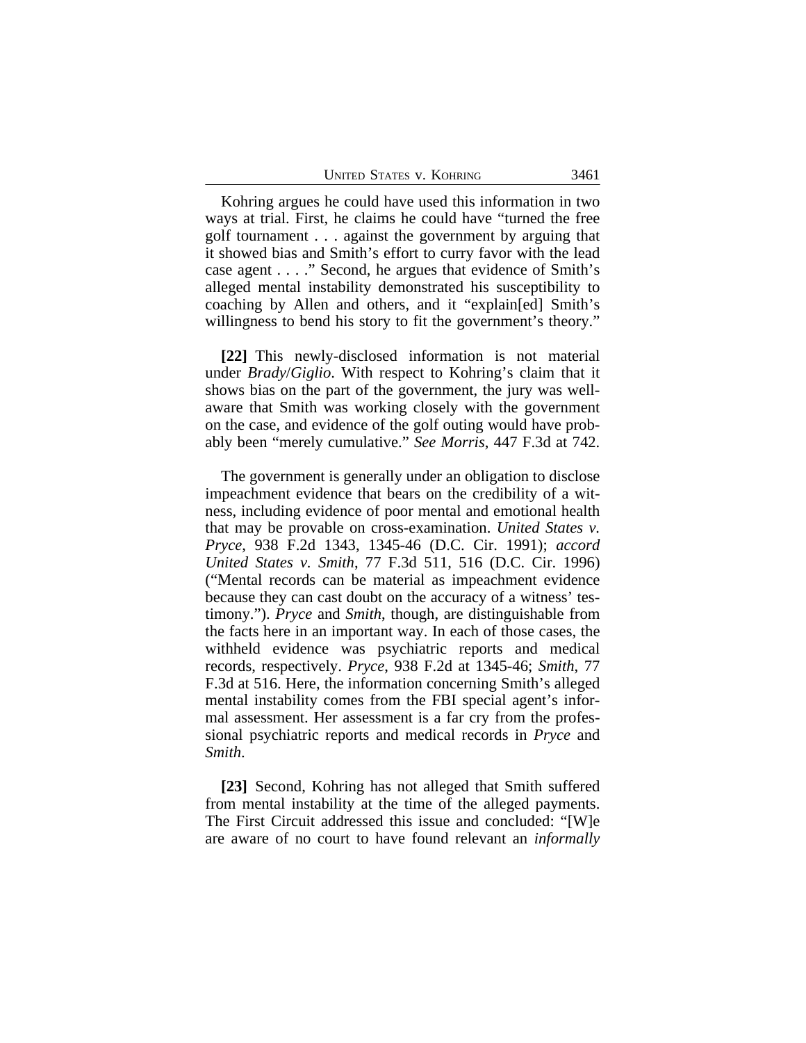Kohring argues he could have used this information in two ways at trial. First, he claims he could have "turned the free golf tournament . . . against the government by arguing that it showed bias and Smith's effort to curry favor with the lead case agent . . . ." Second, he argues that evidence of Smith's alleged mental instability demonstrated his susceptibility to coaching by Allen and others, and it "explain[ed] Smith's willingness to bend his story to fit the government's theory."

**[22]** This newly-disclosed information is not material under *Brady*/*Giglio*. With respect to Kohring's claim that it shows bias on the part of the government, the jury was well-aware that Smith was working closely with the government on the case, and evidence of the golf outing would have probably been "merely cumulative." *See Morris*, 447 F.3d at 742.

The government is generally under an obligation to disclose impeachment evidence that bears on the credibility of a witness, including evidence of poor mental and emotional health that may be provable on cross-examination. *United States v. Pryce*, 938 F.2d 1343, 1345-46 (D.C. Cir. 1991); *accord United States v. Smith*, 77 F.3d 511, 516 (D.C. Cir. 1996) ("Mental records can be material as impeachment evidence because they can cast doubt on the accuracy of a witness' testimony."). *Pryce* and *Smith*, though, are distinguishable from the facts here in an important way. In each of those cases, the withheld evidence was psychiatric reports and medical records, respectively. *Pryce*, 938 F.2d at 1345-46; *Smith*, 77 F.3d at 516. Here, the information concerning Smith's alleged mental instability comes from the FBI special agent's informal assessment. Her assessment is a far cry from the professional psychiatric reports and medical records in *Pryce* and *Smith*.

**[23]** Second, Kohring has not alleged that Smith suffered from mental instability at the time of the alleged payments. The First Circuit addressed this issue and concluded: "[W]e are aware of no court to have found relevant an *informally*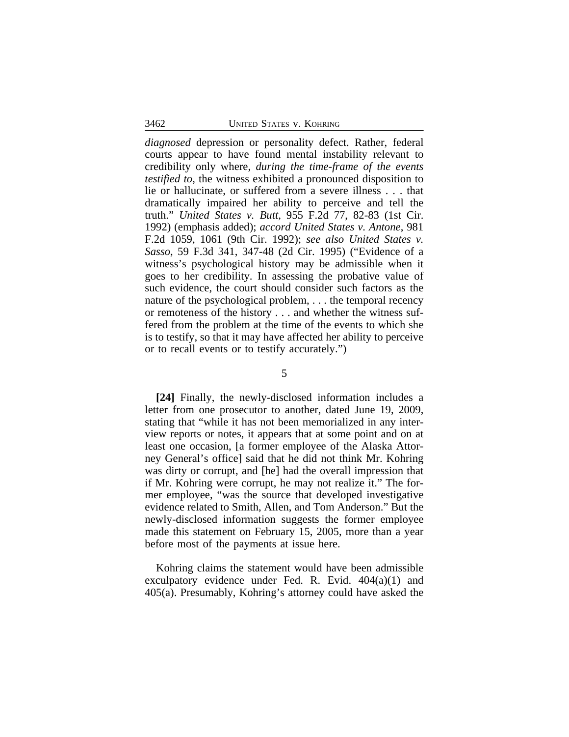*diagnosed* depression or personality defect. Rather, federal courts appear to have found mental instability relevant to credibility only where, *during the time-frame of the events testified to*, the witness exhibited a pronounced disposition to lie or hallucinate, or suffered from a severe illness . . . that dramatically impaired her ability to perceive and tell the truth." *United States v. Butt*, 955 F.2d 77, 82-83 (1st Cir. 1992) (emphasis added); *accord United States v. Antone*, 981 F.2d 1059, 1061 (9th Cir. 1992); *see also United States v. Sasso*, 59 F.3d 341, 347-48 (2d Cir. 1995) ("Evidence of a witness's psychological history may be admissible when it goes to her credibility. In assessing the probative value of such evidence, the court should consider such factors as the nature of the psychological problem, . . . the temporal recency or remoteness of the history . . . and whether the witness suffered from the problem at the time of the events to which she is to testify, so that it may have affected her ability to perceive or to recall events or to testify accurately.")

5

**[24]** Finally, the newly-disclosed information includes a letter from one prosecutor to another, dated June 19, 2009, stating that "while it has not been memorialized in any interview reports or notes, it appears that at some point and on at least one occasion, [a former employee of the Alaska Attorney General's office] said that he did not think Mr. Kohring was dirty or corrupt, and [he] had the overall impression that if Mr. Kohring were corrupt, he may not realize it." The former employee, "was the source that developed investigative evidence related to Smith, Allen, and Tom Anderson." But the newly-disclosed information suggests the former employee made this statement on February 15, 2005, more than a year before most of the payments at issue here.

Kohring claims the statement would have been admissible exculpatory evidence under Fed. R. Evid. 404(a)(1) and 405(a). Presumably, Kohring's attorney could have asked the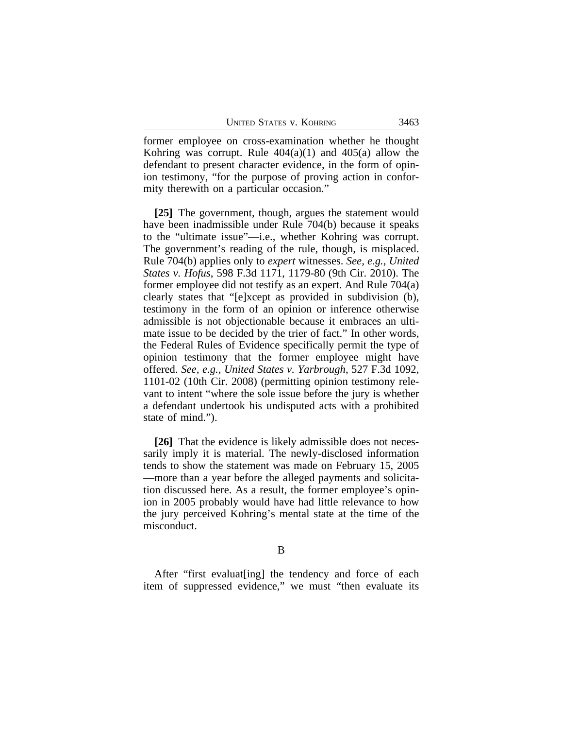former employee on cross-examination whether he thought Kohring was corrupt. Rule 404(a)(1) and 405(a) allow the defendant to present character evidence, in the form of opinion testimony, "for the purpose of proving action in conformity therewith on a particular occasion."

**[25]** The government, though, argues the statement would have been inadmissible under Rule 704(b) because it speaks to the "ultimate issue"—i.e., whether Kohring was corrupt. The government's reading of the rule, though, is misplaced. Rule 704(b) applies only to *expert* witnesses. *See, e.g.*, *United States v. Hofus*, 598 F.3d 1171, 1179-80 (9th Cir. 2010). The former employee did not testify as an expert. And Rule 704(a) clearly states that "[e]xcept as provided in subdivision (b), testimony in the form of an opinion or inference otherwise admissible is not objectionable because it embraces an ultimate issue to be decided by the trier of fact." In other words, the Federal Rules of Evidence specifically permit the type of opinion testimony that the former employee might have offered. *See, e.g.*, *United States v. Yarbrough*, 527 F.3d 1092, 1101-02 (10th Cir. 2008) (permitting opinion testimony relevant to intent "where the sole issue before the jury is whether a defendant undertook his undisputed acts with a prohibited state of mind.").

**[26]** That the evidence is likely admissible does not necessarily imply it is material. The newly-disclosed information tends to show the statement was made on February 15, 2005 —more than a year before the alleged payments and solicitation discussed here. As a result, the former employee's opinion in 2005 probably would have had little relevance to how the jury perceived Kohring's mental state at the time of the misconduct.

## B

After "first evaluat[ing] the tendency and force of each item of suppressed evidence," we must "then evaluate its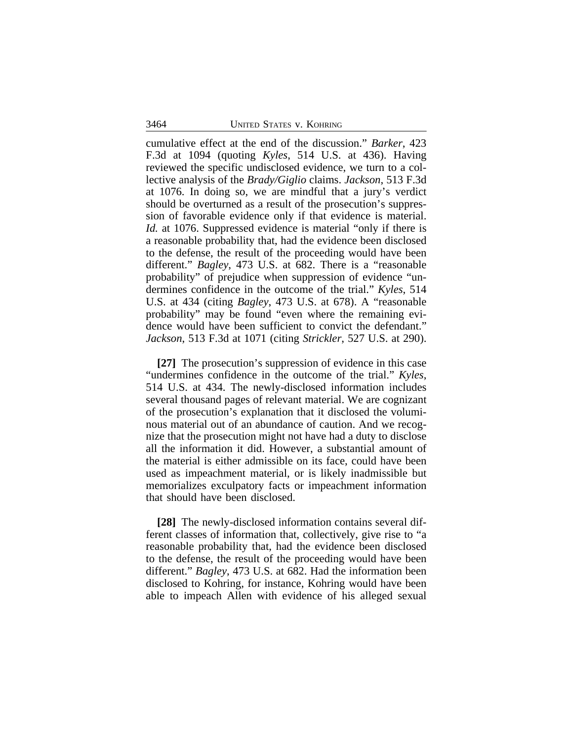cumulative effect at the end of the discussion." *Barker*, 423 F.3d at 1094 (quoting *Kyles*, 514 U.S. at 436). Having reviewed the specific undisclosed evidence, we turn to a collective analysis of the *Brady/Giglio* claims. *Jackson*, 513 F.3d at 1076. In doing so, we are mindful that a jury's verdict should be overturned as a result of the prosecution's suppression of favorable evidence only if that evidence is material. *Id.* at 1076. Suppressed evidence is material "only if there is a reasonable probability that, had the evidence been disclosed to the defense, the result of the proceeding would have been different." *Bagley*, 473 U.S. at 682. There is a "reasonable probability" of prejudice when suppression of evidence "undermines confidence in the outcome of the trial." *Kyles*, 514 U.S. at 434 (citing *Bagley*, 473 U.S. at 678). A "reasonable probability" may be found "even where the remaining evidence would have been sufficient to convict the defendant." *Jackson*, 513 F.3d at 1071 (citing *Strickler*, 527 U.S. at 290).

**[27]** The prosecution's suppression of evidence in this case "undermines confidence in the outcome of the trial." *Kyles*, 514 U.S. at 434. The newly-disclosed information includes several thousand pages of relevant material. We are cognizant of the prosecution's explanation that it disclosed the voluminous material out of an abundance of caution. And we recognize that the prosecution might not have had a duty to disclose all the information it did. However, a substantial amount of the material is either admissible on its face, could have been used as impeachment material, or is likely inadmissible but memorializes exculpatory facts or impeachment information that should have been disclosed.

**[28]** The newly-disclosed information contains several different classes of information that, collectively, give rise to "a reasonable probability that, had the evidence been disclosed to the defense, the result of the proceeding would have been different." *Bagley*, 473 U.S. at 682. Had the information been disclosed to Kohring, for instance, Kohring would have been able to impeach Allen with evidence of his alleged sexual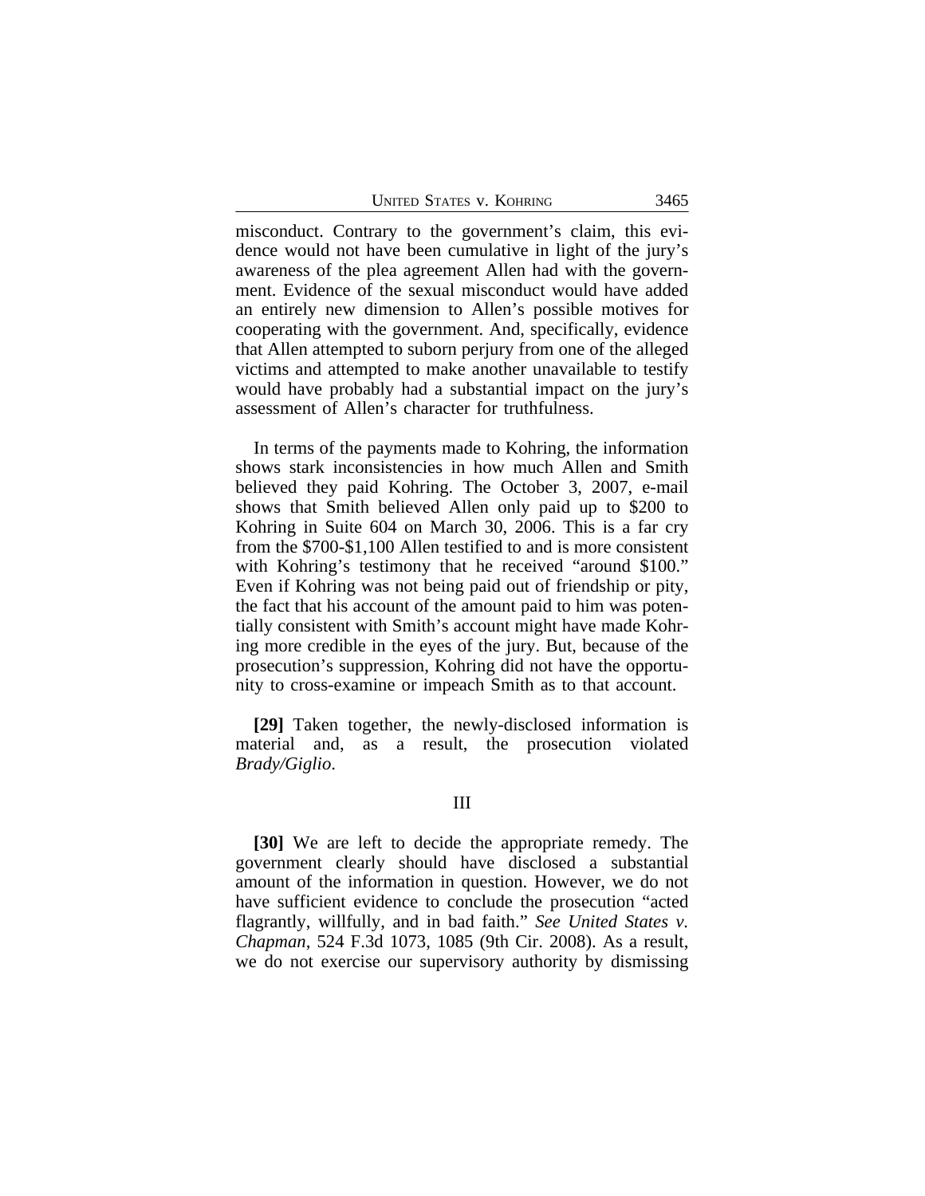misconduct. Contrary to the government's claim, this evidence would not have been cumulative in light of the jury's awareness of the plea agreement Allen had with the government. Evidence of the sexual misconduct would have added an entirely new dimension to Allen's possible motives for cooperating with the government. And, specifically, evidence that Allen attempted to suborn perjury from one of the alleged victims and attempted to make another unavailable to testify would have probably had a substantial impact on the jury's assessment of Allen's character for truthfulness.

In terms of the payments made to Kohring, the information shows stark inconsistencies in how much Allen and Smith believed they paid Kohring. The October 3, 2007, e-mail shows that Smith believed Allen only paid up to $200 to Kohring in Suite 604 on March 30, 2006. This is a far cry from the $700-$1,100 Allen testified to and is more consistent with Kohring's testimony that he received "around $100." Even if Kohring was not being paid out of friendship or pity, the fact that his account of the amount paid to him was potentially consistent with Smith's account might have made Kohring more credible in the eyes of the jury. But, because of the prosecution's suppression, Kohring did not have the opportunity to cross-examine or impeach Smith as to that account.

**[29]** Taken together, the newly-disclosed information is material and, as a result, the prosecution violated *Brady/Giglio*.

III

**[30]** We are left to decide the appropriate remedy. The government clearly should have disclosed a substantial amount of the information in question. However, we do not have sufficient evidence to conclude the prosecution "acted flagrantly, willfully, and in bad faith." *See United States v. Chapman*, 524 F.3d 1073, 1085 (9th Cir. 2008). As a result, we do not exercise our supervisory authority by dismissing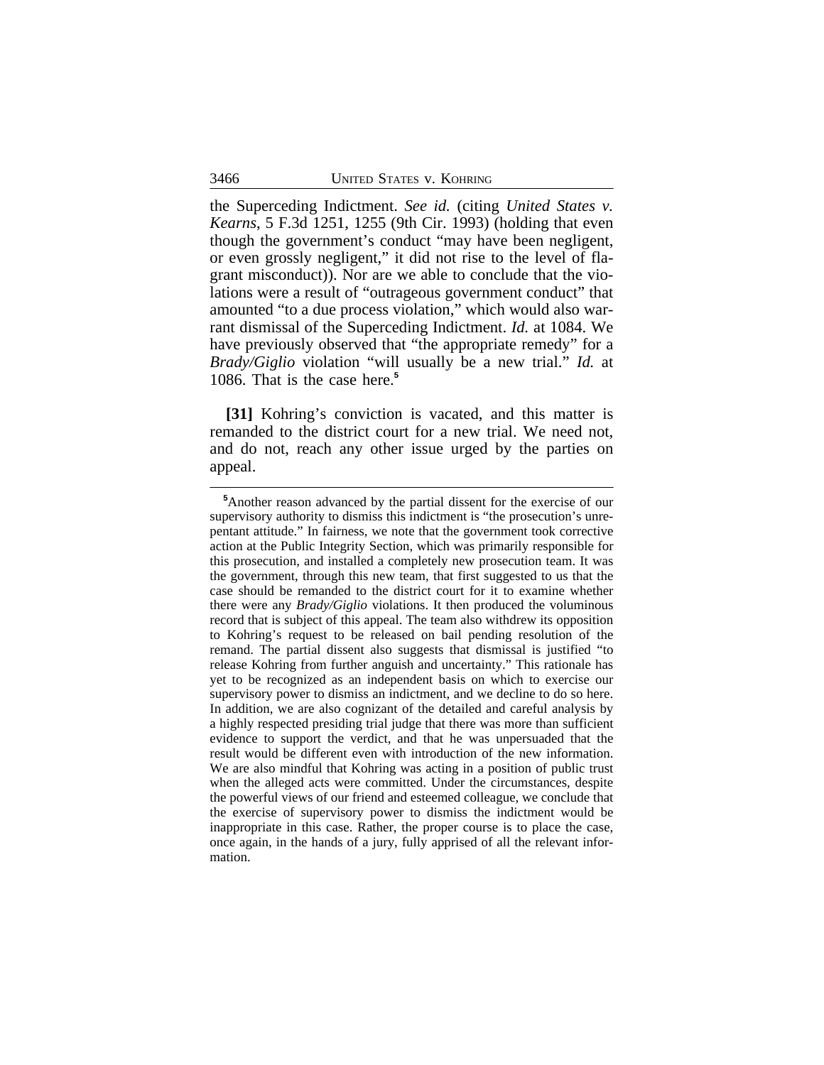the Superceding Indictment. *See id.* (citing *United States v. Kearns*, 5 F.3d 1251, 1255 (9th Cir. 1993) (holding that even though the government's conduct "may have been negligent, or even grossly negligent," it did not rise to the level of flagrant misconduct)). Nor are we able to conclude that the violations were a result of "outrageous government conduct" that amounted "to a due process violation," which would also warrant dismissal of the Superceding Indictment. *Id.* at 1084. We have previously observed that "the appropriate remedy" for a *Brady/Giglio* violation "will usually be a new trial." *Id.* at 1086. That is the case here.[5]

**[31]** Kohring's conviction is vacated, and this matter is remanded to the district court for a new trial. We need not, and do not, reach any other issue urged by the parties on appeal.

---

[5]Another reason advanced by the partial dissent for the exercise of our supervisory authority to dismiss this indictment is "the prosecution's unrepentant attitude." In fairness, we note that the government took corrective action at the Public Integrity Section, which was primarily responsible for this prosecution, and installed a completely new prosecution team. It was the government, through this new team, that first suggested to us that the case should be remanded to the district court for it to examine whether there were any *Brady/Giglio* violations. It then produced the voluminous record that is subject of this appeal. The team also withdrew its opposition to Kohring's request to be released on bail pending resolution of the remand. The partial dissent also suggests that dismissal is justified "to release Kohring from further anguish and uncertainty." This rationale has yet to be recognized as an independent basis on which to exercise our supervisory power to dismiss an indictment, and we decline to do so here. In addition, we are also cognizant of the detailed and careful analysis by a highly respected presiding trial judge that there was more than sufficient evidence to support the verdict, and that he was unpersuaded that the result would be different even with introduction of the new information. We are also mindful that Kohring was acting in a position of public trust when the alleged acts were committed. Under the circumstances, despite the powerful views of our friend and esteemed colleague, we conclude that the exercise of supervisory power to dismiss the indictment would be inappropriate in this case. Rather, the proper course is to place the case, once again, in the hands of a jury, fully apprised of all the relevant information.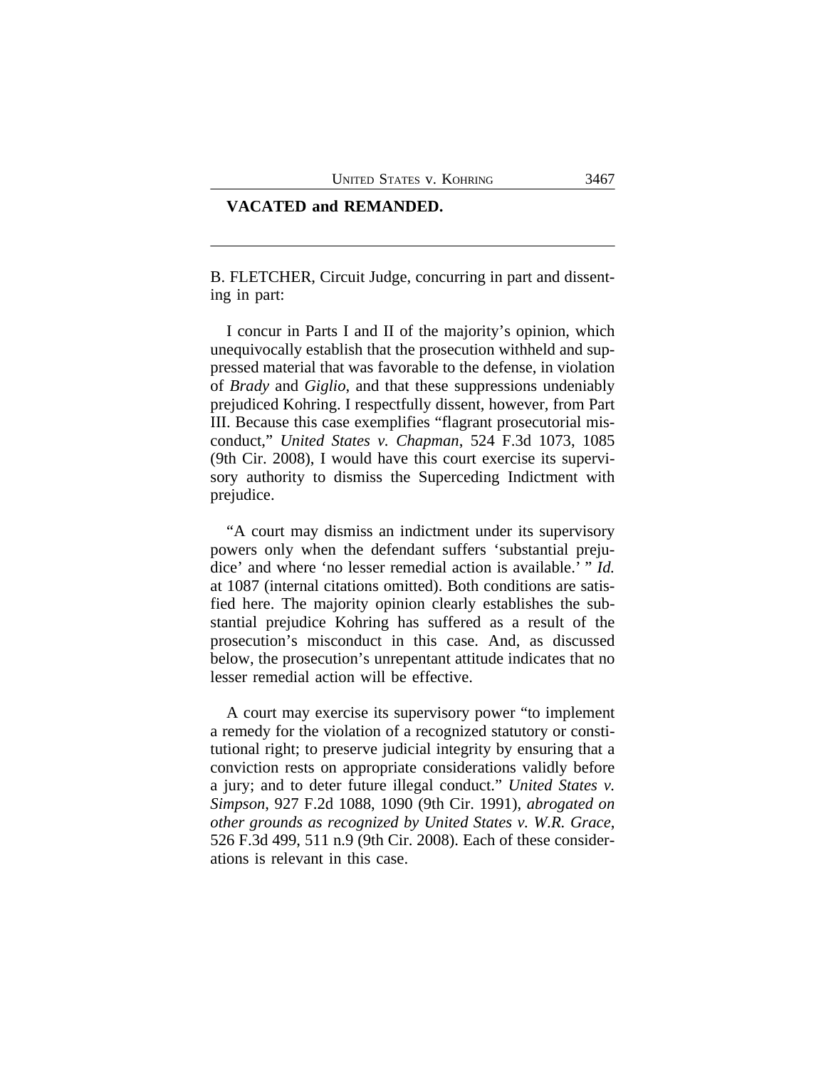**VACATED and REMANDED.**

---

B. FLETCHER, Circuit Judge, concurring in part and dissenting in part:

I concur in Parts I and II of the majority's opinion, which unequivocally establish that the prosecution withheld and suppressed material that was favorable to the defense, in violation of *Brady* and *Giglio*, and that these suppressions undeniably prejudiced Kohring. I respectfully dissent, however, from Part III. Because this case exemplifies "flagrant prosecutorial misconduct," *United States v. Chapman*, 524 F.3d 1073, 1085 (9th Cir. 2008), I would have this court exercise its supervisory authority to dismiss the Superceding Indictment with prejudice.

"A court may dismiss an indictment under its supervisory powers only when the defendant suffers 'substantial prejudice' and where 'no lesser remedial action is available.' " *Id.* at 1087 (internal citations omitted). Both conditions are satisfied here. The majority opinion clearly establishes the substantial prejudice Kohring has suffered as a result of the prosecution's misconduct in this case. And, as discussed below, the prosecution's unrepentant attitude indicates that no lesser remedial action will be effective.

A court may exercise its supervisory power "to implement a remedy for the violation of a recognized statutory or constitutional right; to preserve judicial integrity by ensuring that a conviction rests on appropriate considerations validly before a jury; and to deter future illegal conduct." *United States v. Simpson*, 927 F.2d 1088, 1090 (9th Cir. 1991), *abrogated on other grounds as recognized by United States v. W.R. Grace*, 526 F.3d 499, 511 n.9 (9th Cir. 2008). Each of these considerations is relevant in this case.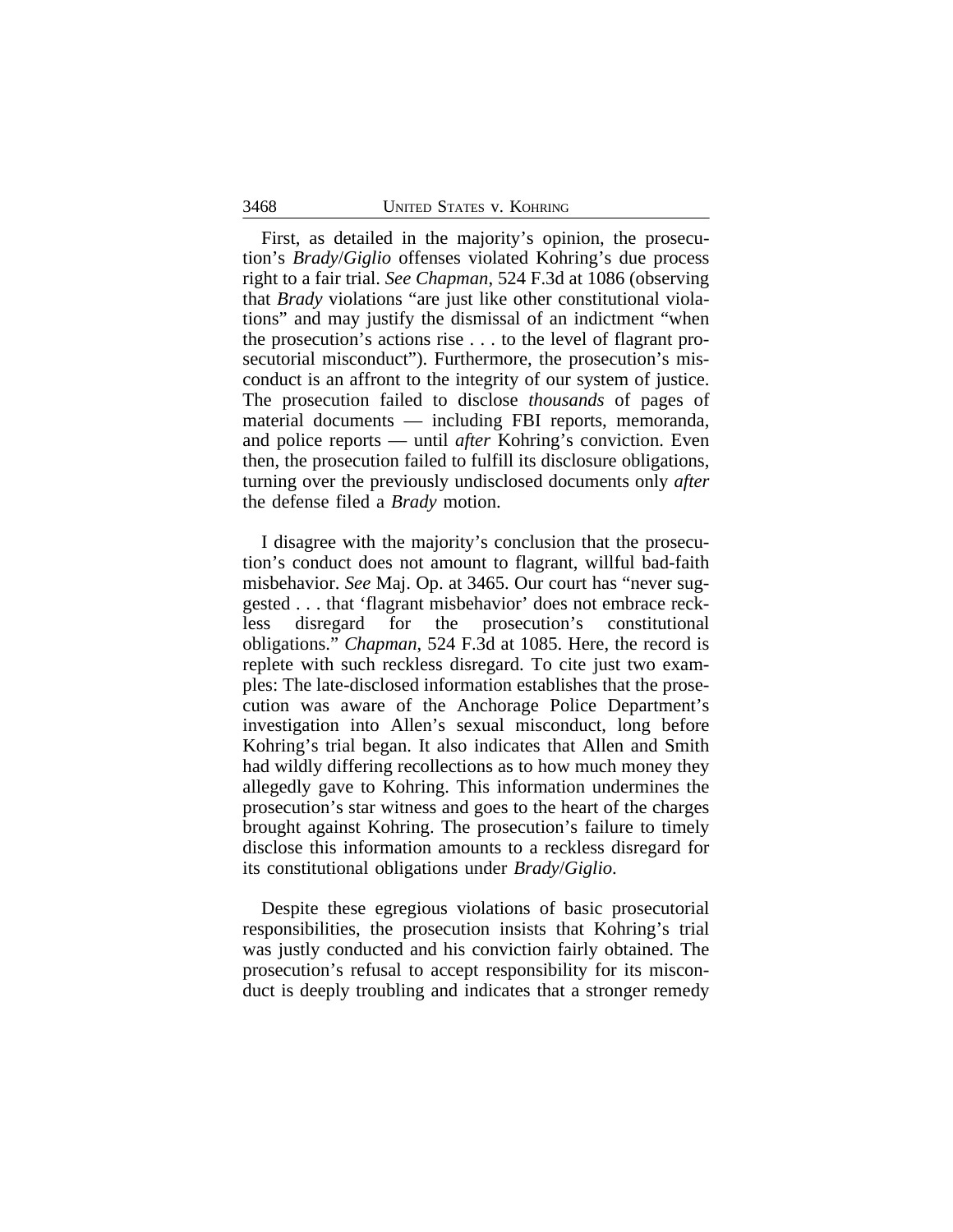First, as detailed in the majority's opinion, the prosecution's *Brady*/*Giglio* offenses violated Kohring's due process right to a fair trial. *See Chapman*, 524 F.3d at 1086 (observing that *Brady* violations "are just like other constitutional violations" and may justify the dismissal of an indictment "when the prosecution's actions rise . . . to the level of flagrant prosecutorial misconduct"). Furthermore, the prosecution's misconduct is an affront to the integrity of our system of justice. The prosecution failed to disclose *thousands* of pages of material documents — including FBI reports, memoranda, and police reports — until *after* Kohring's conviction. Even then, the prosecution failed to fulfill its disclosure obligations, turning over the previously undisclosed documents only *after* the defense filed a *Brady* motion.

I disagree with the majority's conclusion that the prosecution's conduct does not amount to flagrant, willful bad-faith misbehavior. *See* Maj. Op. at 3465. Our court has "never suggested . . . that 'flagrant misbehavior' does not embrace reckless disregard for the prosecution's constitutional obligations." *Chapman*, 524 F.3d at 1085. Here, the record is replete with such reckless disregard. To cite just two examples: The late-disclosed information establishes that the prosecution was aware of the Anchorage Police Department's investigation into Allen's sexual misconduct, long before Kohring's trial began. It also indicates that Allen and Smith had wildly differing recollections as to how much money they allegedly gave to Kohring. This information undermines the prosecution's star witness and goes to the heart of the charges brought against Kohring. The prosecution's failure to timely disclose this information amounts to a reckless disregard for its constitutional obligations under *Brady*/*Giglio*.

Despite these egregious violations of basic prosecutorial responsibilities, the prosecution insists that Kohring's trial was justly conducted and his conviction fairly obtained. The prosecution's refusal to accept responsibility for its misconduct is deeply troubling and indicates that a stronger remedy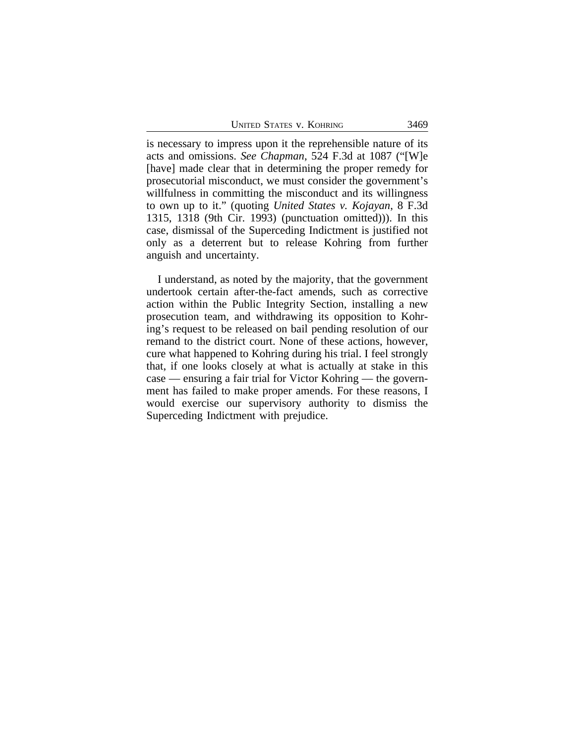is necessary to impress upon it the reprehensible nature of its acts and omissions. *See Chapman*, 524 F.3d at 1087 ("[W]e [have] made clear that in determining the proper remedy for prosecutorial misconduct, we must consider the government's willfulness in committing the misconduct and its willingness to own up to it." (quoting *United States v. Kojayan*, 8 F.3d 1315, 1318 (9th Cir. 1993) (punctuation omitted))). In this case, dismissal of the Superceding Indictment is justified not only as a deterrent but to release Kohring from further anguish and uncertainty.

I understand, as noted by the majority, that the government undertook certain after-the-fact amends, such as corrective action within the Public Integrity Section, installing a new prosecution team, and withdrawing its opposition to Kohring's request to be released on bail pending resolution of our remand to the district court. None of these actions, however, cure what happened to Kohring during his trial. I feel strongly that, if one looks closely at what is actually at stake in this case — ensuring a fair trial for Victor Kohring — the government has failed to make proper amends. For these reasons, I would exercise our supervisory authority to dismiss the Superceding Indictment with prejudice.